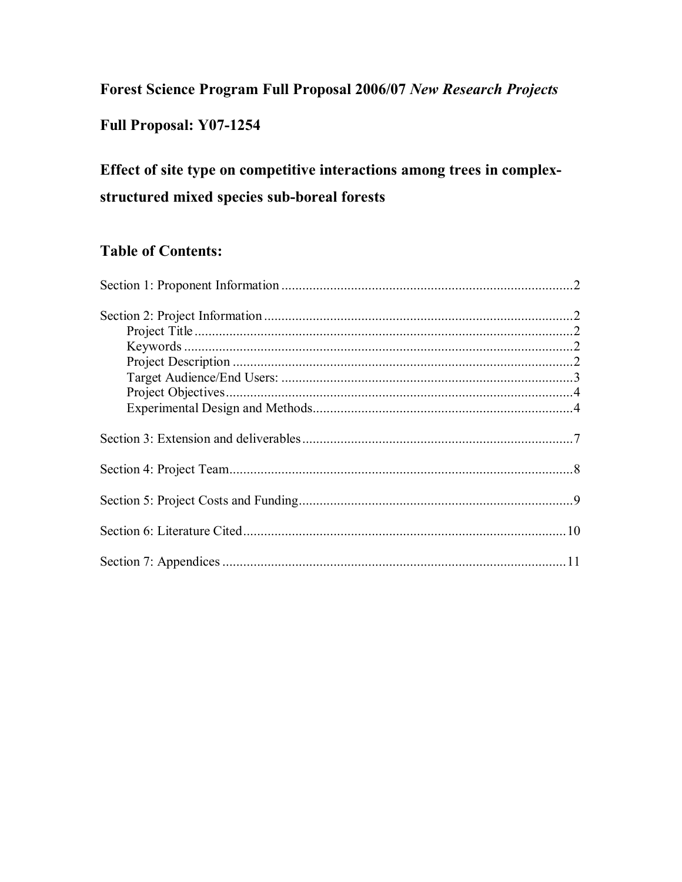**Forest Science Program Full Proposal 2006/07 *New Research Projects***

**Full Proposal: Y07-1254**

# Effect of site type on competitive interactions among trees in complex-structured mixed species sub-boreal forests

## Table of Contents:

Section 1: Proponent Information ... 2

Section 2: Project Information ... 2
- Project Title ... 2
- Keywords ... 2
- Project Description ... 2
- Target Audience/End Users: ... 3
- Project Objectives ... 4
- Experimental Design and Methods ... 4

Section 3: Extension and deliverables ... 7

Section 4: Project Team ... 8

Section 5: Project Costs and Funding ... 9

Section 6: Literature Cited ... 10

Section 7: Appendices ... 11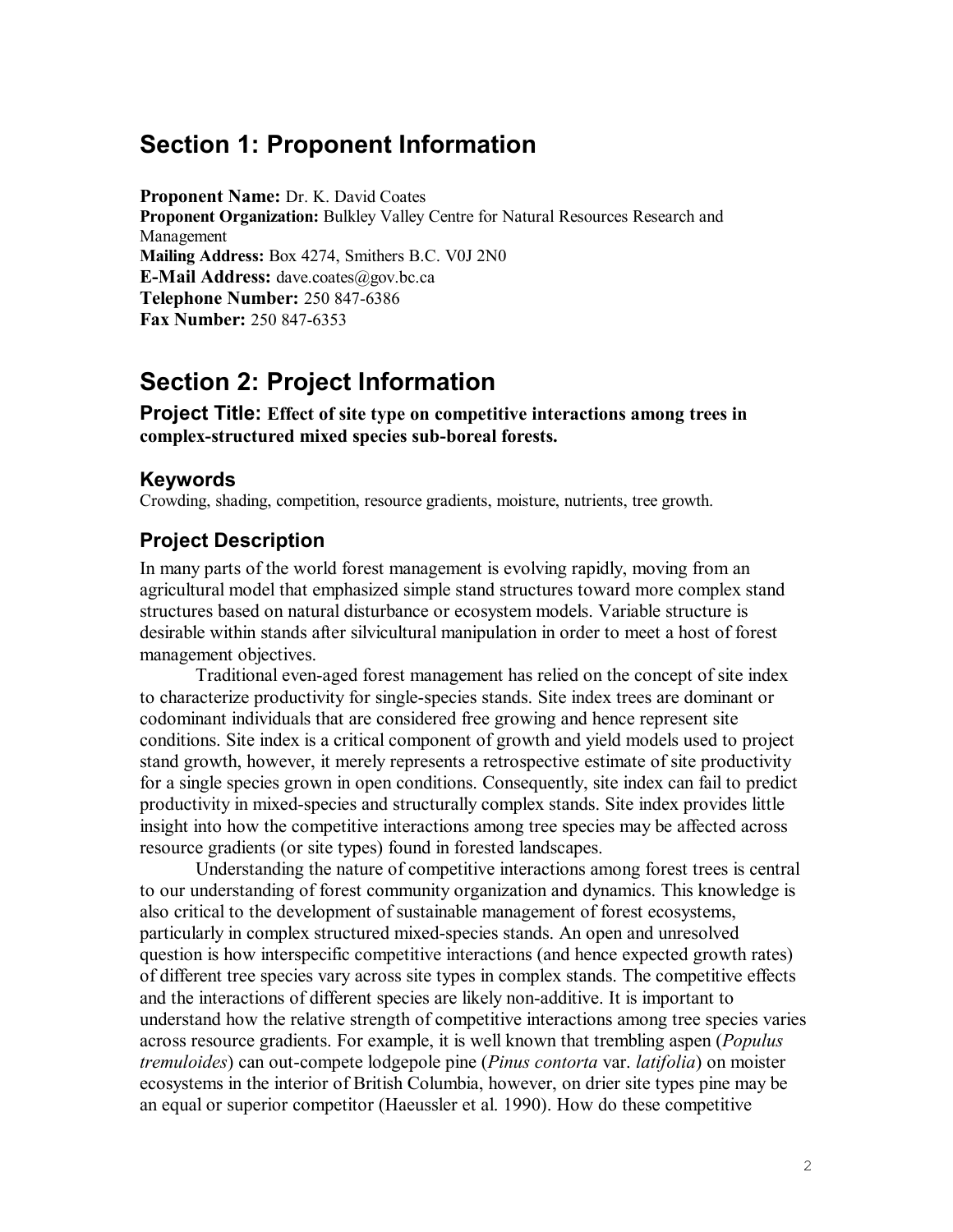# Section 1: Proponent Information

**Proponent Name:** Dr. K. David Coates
**Proponent Organization:** Bulkley Valley Centre for Natural Resources Research and Management
**Mailing Address:** Box 4274, Smithers B.C. V0J 2N0
**E-Mail Address:** dave.coates@gov.bc.ca
**Telephone Number:** 250 847-6386
**Fax Number:** 250 847-6353

# Section 2: Project Information

**Project Title: Effect of site type on competitive interactions among trees in complex-structured mixed species sub-boreal forests.**

## Keywords

Crowding, shading, competition, resource gradients, moisture, nutrients, tree growth.

## Project Description

In many parts of the world forest management is evolving rapidly, moving from an agricultural model that emphasized simple stand structures toward more complex stand structures based on natural disturbance or ecosystem models. Variable structure is desirable within stands after silvicultural manipulation in order to meet a host of forest management objectives.

Traditional even-aged forest management has relied on the concept of site index to characterize productivity for single-species stands. Site index trees are dominant or codominant individuals that are considered free growing and hence represent site conditions. Site index is a critical component of growth and yield models used to project stand growth, however, it merely represents a retrospective estimate of site productivity for a single species grown in open conditions. Consequently, site index can fail to predict productivity in mixed-species and structurally complex stands. Site index provides little insight into how the competitive interactions among tree species may be affected across resource gradients (or site types) found in forested landscapes.

Understanding the nature of competitive interactions among forest trees is central to our understanding of forest community organization and dynamics. This knowledge is also critical to the development of sustainable management of forest ecosystems, particularly in complex structured mixed-species stands. An open and unresolved question is how interspecific competitive interactions (and hence expected growth rates) of different tree species vary across site types in complex stands. The competitive effects and the interactions of different species are likely non-additive. It is important to understand how the relative strength of competitive interactions among tree species varies across resource gradients. For example, it is well known that trembling aspen (*Populus tremuloides*) can out-compete lodgepole pine (*Pinus contorta* var. *latifolia*) on moister ecosystems in the interior of British Columbia, however, on drier site types pine may be an equal or superior competitor (Haeussler et al. 1990). How do these competitive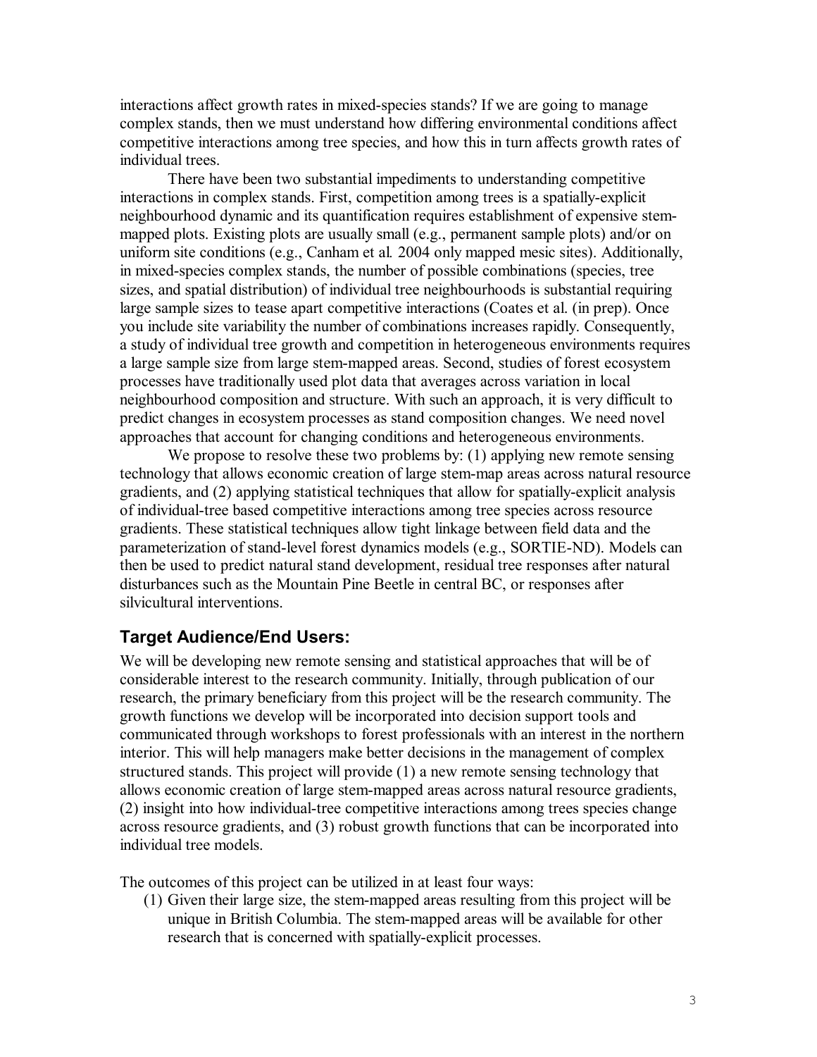interactions affect growth rates in mixed-species stands? If we are going to manage complex stands, then we must understand how differing environmental conditions affect competitive interactions among tree species, and how this in turn affects growth rates of individual trees.

There have been two substantial impediments to understanding competitive interactions in complex stands. First, competition among trees is a spatially-explicit neighbourhood dynamic and its quantification requires establishment of expensive stem-mapped plots. Existing plots are usually small (e.g., permanent sample plots) and/or on uniform site conditions (e.g., Canham et al. 2004 only mapped mesic sites). Additionally, in mixed-species complex stands, the number of possible combinations (species, tree sizes, and spatial distribution) of individual tree neighbourhoods is substantial requiring large sample sizes to tease apart competitive interactions (Coates et al. (in prep). Once you include site variability the number of combinations increases rapidly. Consequently, a study of individual tree growth and competition in heterogeneous environments requires a large sample size from large stem-mapped areas. Second, studies of forest ecosystem processes have traditionally used plot data that averages across variation in local neighbourhood composition and structure. With such an approach, it is very difficult to predict changes in ecosystem processes as stand composition changes. We need novel approaches that account for changing conditions and heterogeneous environments.

We propose to resolve these two problems by: (1) applying new remote sensing technology that allows economic creation of large stem-map areas across natural resource gradients, and (2) applying statistical techniques that allow for spatially-explicit analysis of individual-tree based competitive interactions among tree species across resource gradients. These statistical techniques allow tight linkage between field data and the parameterization of stand-level forest dynamics models (e.g., SORTIE-ND). Models can then be used to predict natural stand development, residual tree responses after natural disturbances such as the Mountain Pine Beetle in central BC, or responses after silvicultural interventions.

## Target Audience/End Users:

We will be developing new remote sensing and statistical approaches that will be of considerable interest to the research community. Initially, through publication of our research, the primary beneficiary from this project will be the research community. The growth functions we develop will be incorporated into decision support tools and communicated through workshops to forest professionals with an interest in the northern interior. This will help managers make better decisions in the management of complex structured stands. This project will provide (1) a new remote sensing technology that allows economic creation of large stem-mapped areas across natural resource gradients, (2) insight into how individual-tree competitive interactions among trees species change across resource gradients, and (3) robust growth functions that can be incorporated into individual tree models.

The outcomes of this project can be utilized in at least four ways:

(1) Given their large size, the stem-mapped areas resulting from this project will be unique in British Columbia. The stem-mapped areas will be available for other research that is concerned with spatially-explicit processes.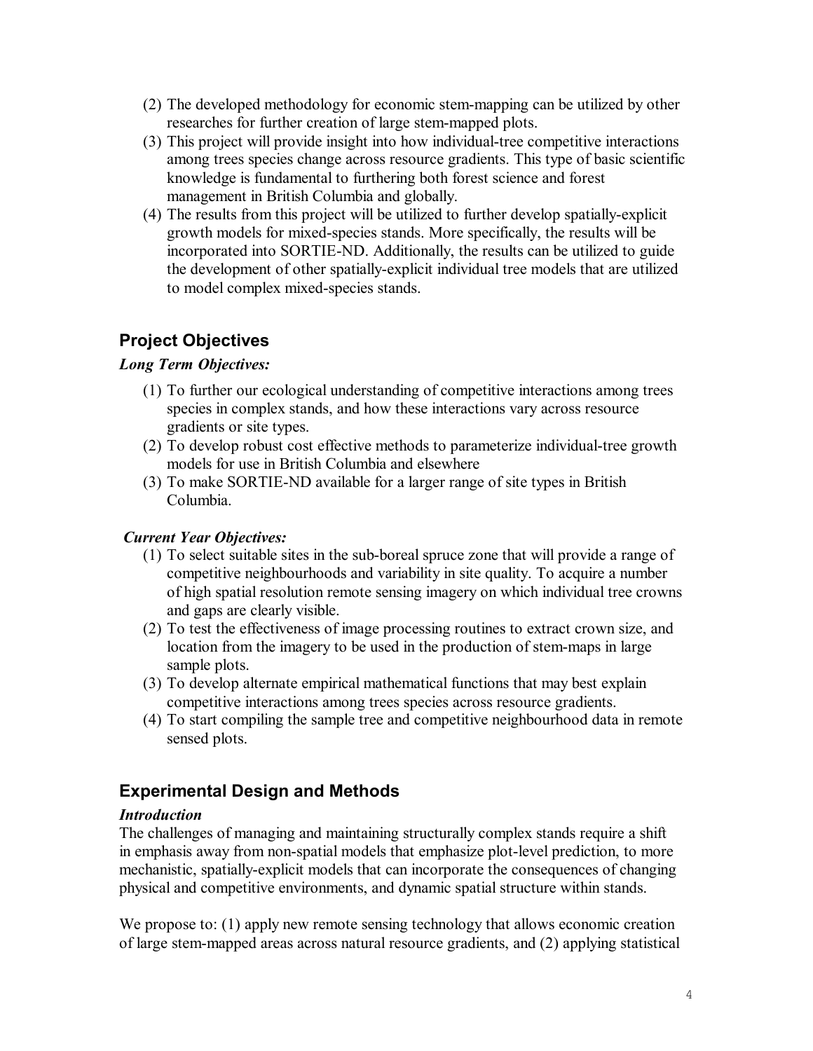(2) The developed methodology for economic stem-mapping can be utilized by other researches for further creation of large stem-mapped plots.

(3) This project will provide insight into how individual-tree competitive interactions among trees species change across resource gradients. This type of basic scientific knowledge is fundamental to furthering both forest science and forest management in British Columbia and globally.

(4) The results from this project will be utilized to further develop spatially-explicit growth models for mixed-species stands. More specifically, the results will be incorporated into SORTIE-ND. Additionally, the results can be utilized to guide the development of other spatially-explicit individual tree models that are utilized to model complex mixed-species stands.

## Project Objectives

### *Long Term Objectives:*

(1) To further our ecological understanding of competitive interactions among trees species in complex stands, and how these interactions vary across resource gradients or site types.

(2) To develop robust cost effective methods to parameterize individual-tree growth models for use in British Columbia and elsewhere

(3) To make SORTIE-ND available for a larger range of site types in British Columbia.

### *Current Year Objectives:*

(1) To select suitable sites in the sub-boreal spruce zone that will provide a range of competitive neighbourhoods and variability in site quality. To acquire a number of high spatial resolution remote sensing imagery on which individual tree crowns and gaps are clearly visible.

(2) To test the effectiveness of image processing routines to extract crown size, and location from the imagery to be used in the production of stem-maps in large sample plots.

(3) To develop alternate empirical mathematical functions that may best explain competitive interactions among trees species across resource gradients.

(4) To start compiling the sample tree and competitive neighbourhood data in remote sensed plots.

## Experimental Design and Methods

### *Introduction*

The challenges of managing and maintaining structurally complex stands require a shift in emphasis away from non-spatial models that emphasize plot-level prediction, to more mechanistic, spatially-explicit models that can incorporate the consequences of changing physical and competitive environments, and dynamic spatial structure within stands.

We propose to: (1) apply new remote sensing technology that allows economic creation of large stem-mapped areas across natural resource gradients, and (2) applying statistical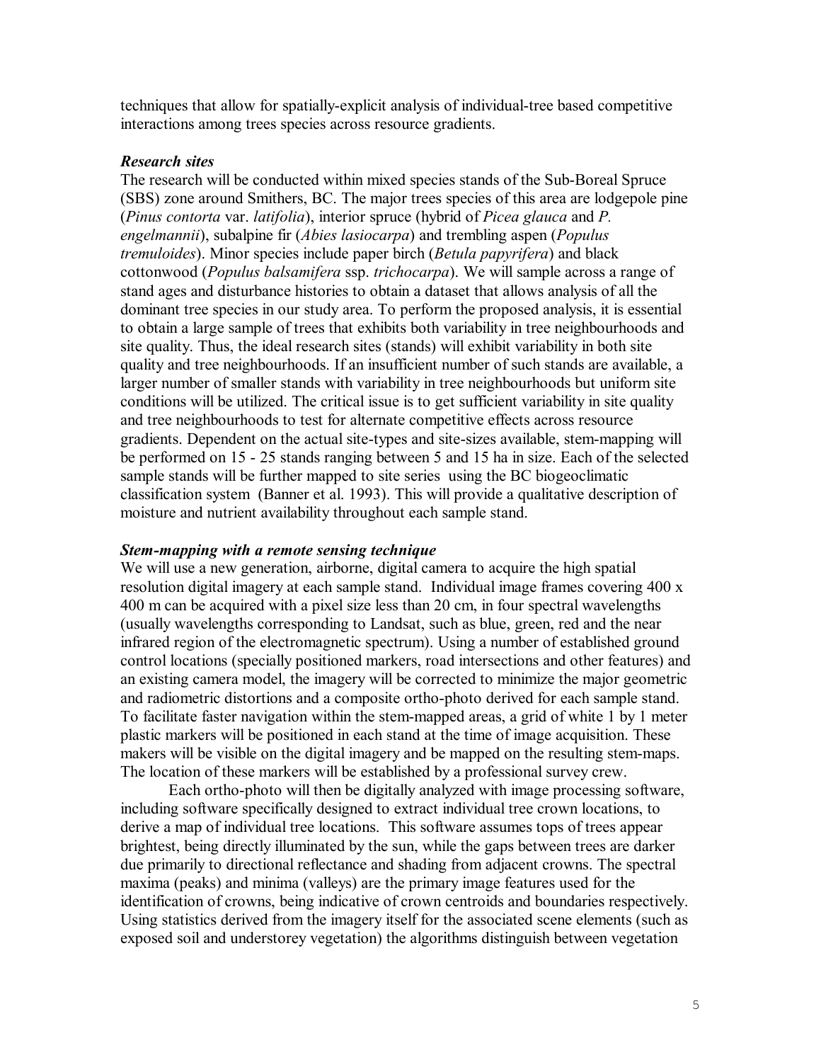techniques that allow for spatially-explicit analysis of individual-tree based competitive interactions among trees species across resource gradients.

***Research sites***

The research will be conducted within mixed species stands of the Sub-Boreal Spruce (SBS) zone around Smithers, BC. The major trees species of this area are lodgepole pine (*Pinus contorta* var. *latifolia*), interior spruce (hybrid of *Picea glauca* and *P. engelmannii*), subalpine fir (*Abies lasiocarpa*) and trembling aspen (*Populus tremuloides*). Minor species include paper birch (*Betula papyrifera*) and black cottonwood (*Populus balsamifera* ssp. *trichocarpa*). We will sample across a range of stand ages and disturbance histories to obtain a dataset that allows analysis of all the dominant tree species in our study area. To perform the proposed analysis, it is essential to obtain a large sample of trees that exhibits both variability in tree neighbourhoods and site quality. Thus, the ideal research sites (stands) will exhibit variability in both site quality and tree neighbourhoods. If an insufficient number of such stands are available, a larger number of smaller stands with variability in tree neighbourhoods but uniform site conditions will be utilized. The critical issue is to get sufficient variability in site quality and tree neighbourhoods to test for alternate competitive effects across resource gradients. Dependent on the actual site-types and site-sizes available, stem-mapping will be performed on 15 - 25 stands ranging between 5 and 15 ha in size. Each of the selected sample stands will be further mapped to site series using the BC biogeoclimatic classification system (Banner et al. 1993). This will provide a qualitative description of moisture and nutrient availability throughout each sample stand.

***Stem-mapping with a remote sensing technique***

We will use a new generation, airborne, digital camera to acquire the high spatial resolution digital imagery at each sample stand. Individual image frames covering 400 x 400 m can be acquired with a pixel size less than 20 cm, in four spectral wavelengths (usually wavelengths corresponding to Landsat, such as blue, green, red and the near infrared region of the electromagnetic spectrum). Using a number of established ground control locations (specially positioned markers, road intersections and other features) and an existing camera model, the imagery will be corrected to minimize the major geometric and radiometric distortions and a composite ortho-photo derived for each sample stand. To facilitate faster navigation within the stem-mapped areas, a grid of white 1 by 1 meter plastic markers will be positioned in each stand at the time of image acquisition. These makers will be visible on the digital imagery and be mapped on the resulting stem-maps. The location of these markers will be established by a professional survey crew.

Each ortho-photo will then be digitally analyzed with image processing software, including software specifically designed to extract individual tree crown locations, to derive a map of individual tree locations. This software assumes tops of trees appear brightest, being directly illuminated by the sun, while the gaps between trees are darker due primarily to directional reflectance and shading from adjacent crowns. The spectral maxima (peaks) and minima (valleys) are the primary image features used for the identification of crowns, being indicative of crown centroids and boundaries respectively. Using statistics derived from the imagery itself for the associated scene elements (such as exposed soil and understorey vegetation) the algorithms distinguish between vegetation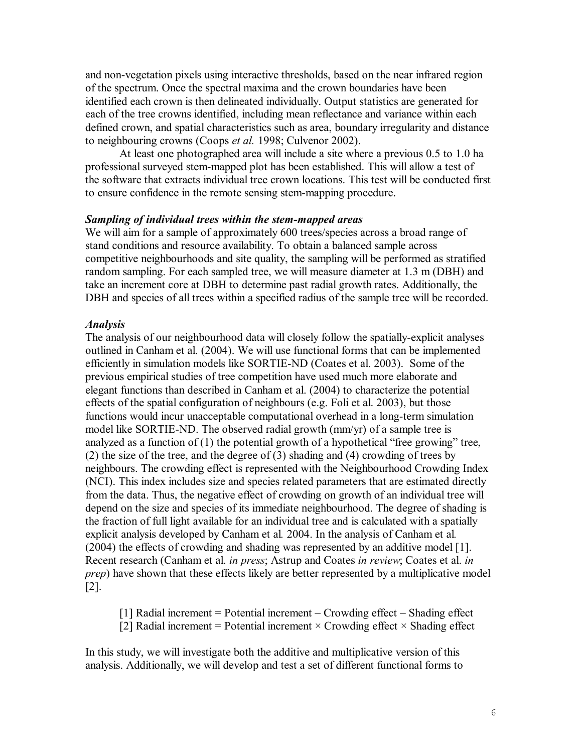and non-vegetation pixels using interactive thresholds, based on the near infrared region of the spectrum. Once the spectral maxima and the crown boundaries have been identified each crown is then delineated individually. Output statistics are generated for each of the tree crowns identified, including mean reflectance and variance within each defined crown, and spatial characteristics such as area, boundary irregularity and distance to neighbouring crowns (Coops *et al.* 1998; Culvenor 2002).

At least one photographed area will include a site where a previous 0.5 to 1.0 ha professional surveyed stem-mapped plot has been established. This will allow a test of the software that extracts individual tree crown locations. This test will be conducted first to ensure confidence in the remote sensing stem-mapping procedure.

### *Sampling of individual trees within the stem-mapped areas*

We will aim for a sample of approximately 600 trees/species across a broad range of stand conditions and resource availability. To obtain a balanced sample across competitive neighbourhoods and site quality, the sampling will be performed as stratified random sampling. For each sampled tree, we will measure diameter at 1.3 m (DBH) and take an increment core at DBH to determine past radial growth rates. Additionally, the DBH and species of all trees within a specified radius of the sample tree will be recorded.

### *Analysis*

The analysis of our neighbourhood data will closely follow the spatially-explicit analyses outlined in Canham et al. (2004). We will use functional forms that can be implemented efficiently in simulation models like SORTIE-ND (Coates et al. 2003). Some of the previous empirical studies of tree competition have used much more elaborate and elegant functions than described in Canham et al. (2004) to characterize the potential effects of the spatial configuration of neighbours (e.g. Foli et al. 2003), but those functions would incur unacceptable computational overhead in a long-term simulation model like SORTIE-ND. The observed radial growth (mm/yr) of a sample tree is analyzed as a function of (1) the potential growth of a hypothetical "free growing" tree, (2) the size of the tree, and the degree of (3) shading and (4) crowding of trees by neighbours. The crowding effect is represented with the Neighbourhood Crowding Index (NCI). This index includes size and species related parameters that are estimated directly from the data. Thus, the negative effect of crowding on growth of an individual tree will depend on the size and species of its immediate neighbourhood. The degree of shading is the fraction of full light available for an individual tree and is calculated with a spatially explicit analysis developed by Canham et al*.* 2004. In the analysis of Canham et al*.* (2004) the effects of crowding and shading was represented by an additive model [1]. Recent research (Canham et al. *in press*; Astrup and Coates *in review*; Coates et al. *in prep*) have shown that these effects likely are better represented by a multiplicative model [2].

[1] Radial increment = Potential increment – Crowding effect – Shading effect
[2] Radial increment = Potential increment × Crowding effect × Shading effect

In this study, we will investigate both the additive and multiplicative version of this analysis. Additionally, we will develop and test a set of different functional forms to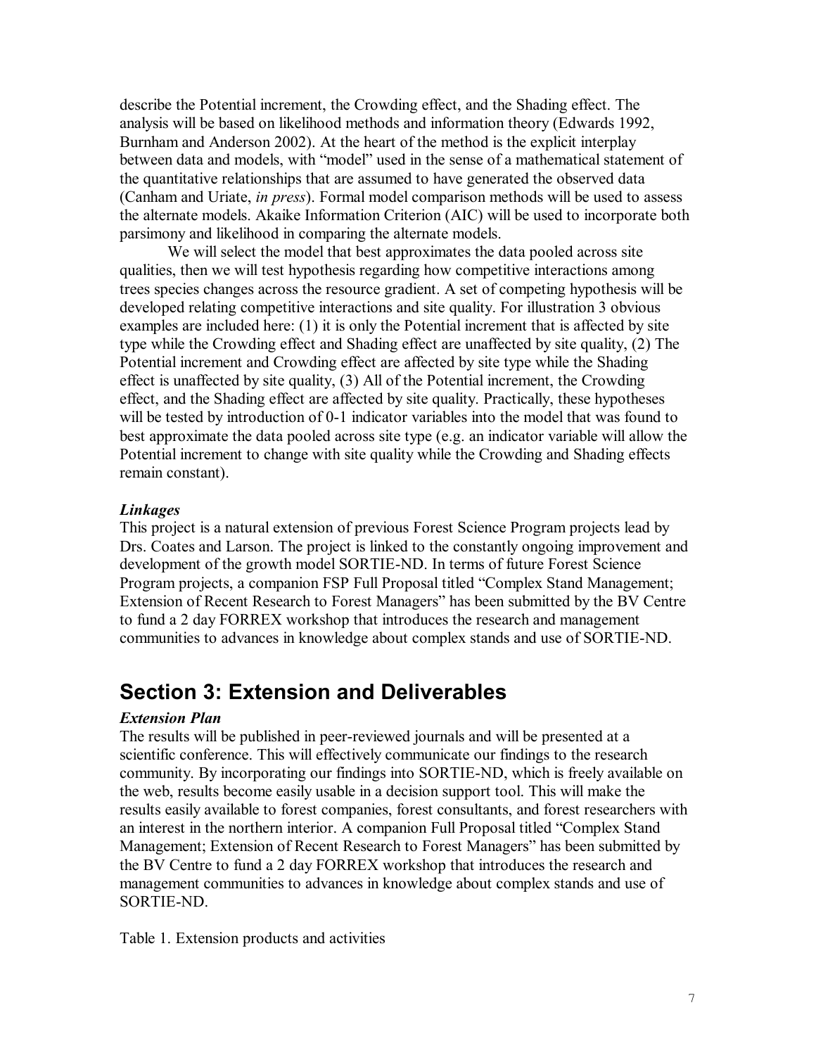describe the Potential increment, the Crowding effect, and the Shading effect. The analysis will be based on likelihood methods and information theory (Edwards 1992, Burnham and Anderson 2002). At the heart of the method is the explicit interplay between data and models, with "model" used in the sense of a mathematical statement of the quantitative relationships that are assumed to have generated the observed data (Canham and Uriate, *in press*). Formal model comparison methods will be used to assess the alternate models. Akaike Information Criterion (AIC) will be used to incorporate both parsimony and likelihood in comparing the alternate models.

We will select the model that best approximates the data pooled across site qualities, then we will test hypothesis regarding how competitive interactions among trees species changes across the resource gradient. A set of competing hypothesis will be developed relating competitive interactions and site quality. For illustration 3 obvious examples are included here: (1) it is only the Potential increment that is affected by site type while the Crowding effect and Shading effect are unaffected by site quality, (2) The Potential increment and Crowding effect are affected by site type while the Shading effect is unaffected by site quality, (3) All of the Potential increment, the Crowding effect, and the Shading effect are affected by site quality. Practically, these hypotheses will be tested by introduction of 0-1 indicator variables into the model that was found to best approximate the data pooled across site type (e.g. an indicator variable will allow the Potential increment to change with site quality while the Crowding and Shading effects remain constant).

### *Linkages*

This project is a natural extension of previous Forest Science Program projects lead by Drs. Coates and Larson. The project is linked to the constantly ongoing improvement and development of the growth model SORTIE-ND. In terms of future Forest Science Program projects, a companion FSP Full Proposal titled "Complex Stand Management; Extension of Recent Research to Forest Managers" has been submitted by the BV Centre to fund a 2 day FORREX workshop that introduces the research and management communities to advances in knowledge about complex stands and use of SORTIE-ND.

## Section 3: Extension and Deliverables

### *Extension Plan*

The results will be published in peer-reviewed journals and will be presented at a scientific conference. This will effectively communicate our findings to the research community. By incorporating our findings into SORTIE-ND, which is freely available on the web, results become easily usable in a decision support tool. This will make the results easily available to forest companies, forest consultants, and forest researchers with an interest in the northern interior. A companion Full Proposal titled "Complex Stand Management; Extension of Recent Research to Forest Managers" has been submitted by the BV Centre to fund a 2 day FORREX workshop that introduces the research and management communities to advances in knowledge about complex stands and use of SORTIE-ND.

Table 1. Extension products and activities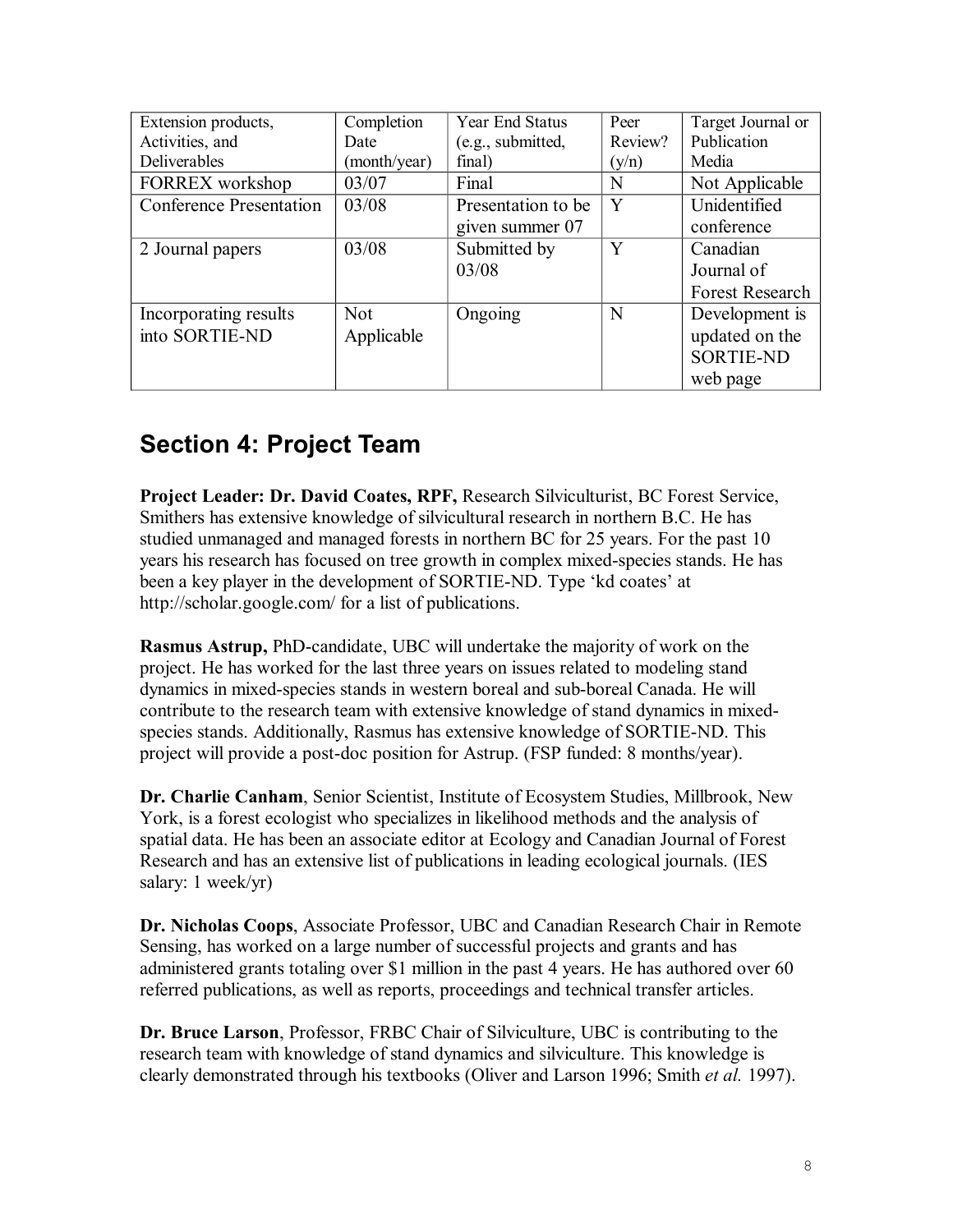| Extension products, Activities, and Deliverables | Completion Date (month/year) | Year End Status (e.g., submitted, final) | Peer Review? (y/n) | Target Journal or Publication Media |
|---|---|---|---|---|
| FORREX workshop | 03/07 | Final | N | Not Applicable |
| Conference Presentation | 03/08 | Presentation to be given summer 07 | Y | Unidentified conference |
| 2 Journal papers | 03/08 | Submitted by 03/08 | Y | Canadian Journal of Forest Research |
| Incorporating results into SORTIE-ND | Not Applicable | Ongoing | N | Development is updated on the SORTIE-ND web page |

## Section 4: Project Team

**Project Leader: Dr. David Coates, RPF,** Research Silviculturist, BC Forest Service, Smithers has extensive knowledge of silvicultural research in northern B.C. He has studied unmanaged and managed forests in northern BC for 25 years. For the past 10 years his research has focused on tree growth in complex mixed-species stands. He has been a key player in the development of SORTIE-ND. Type 'kd coates' at http://scholar.google.com/ for a list of publications.

**Rasmus Astrup,** PhD-candidate, UBC will undertake the majority of work on the project. He has worked for the last three years on issues related to modeling stand dynamics in mixed-species stands in western boreal and sub-boreal Canada. He will contribute to the research team with extensive knowledge of stand dynamics in mixed-species stands. Additionally, Rasmus has extensive knowledge of SORTIE-ND. This project will provide a post-doc position for Astrup. (FSP funded: 8 months/year).

**Dr. Charlie Canham**, Senior Scientist, Institute of Ecosystem Studies, Millbrook, New York, is a forest ecologist who specializes in likelihood methods and the analysis of spatial data. He has been an associate editor at Ecology and Canadian Journal of Forest Research and has an extensive list of publications in leading ecological journals. (IES salary: 1 week/yr)

**Dr. Nicholas Coops**, Associate Professor, UBC and Canadian Research Chair in Remote Sensing, has worked on a large number of successful projects and grants and has administered grants totaling over $1 million in the past 4 years. He has authored over 60 referred publications, as well as reports, proceedings and technical transfer articles.

**Dr. Bruce Larson**, Professor, FRBC Chair of Silviculture, UBC is contributing to the research team with knowledge of stand dynamics and silviculture. This knowledge is clearly demonstrated through his textbooks (Oliver and Larson 1996; Smith *et al.* 1997).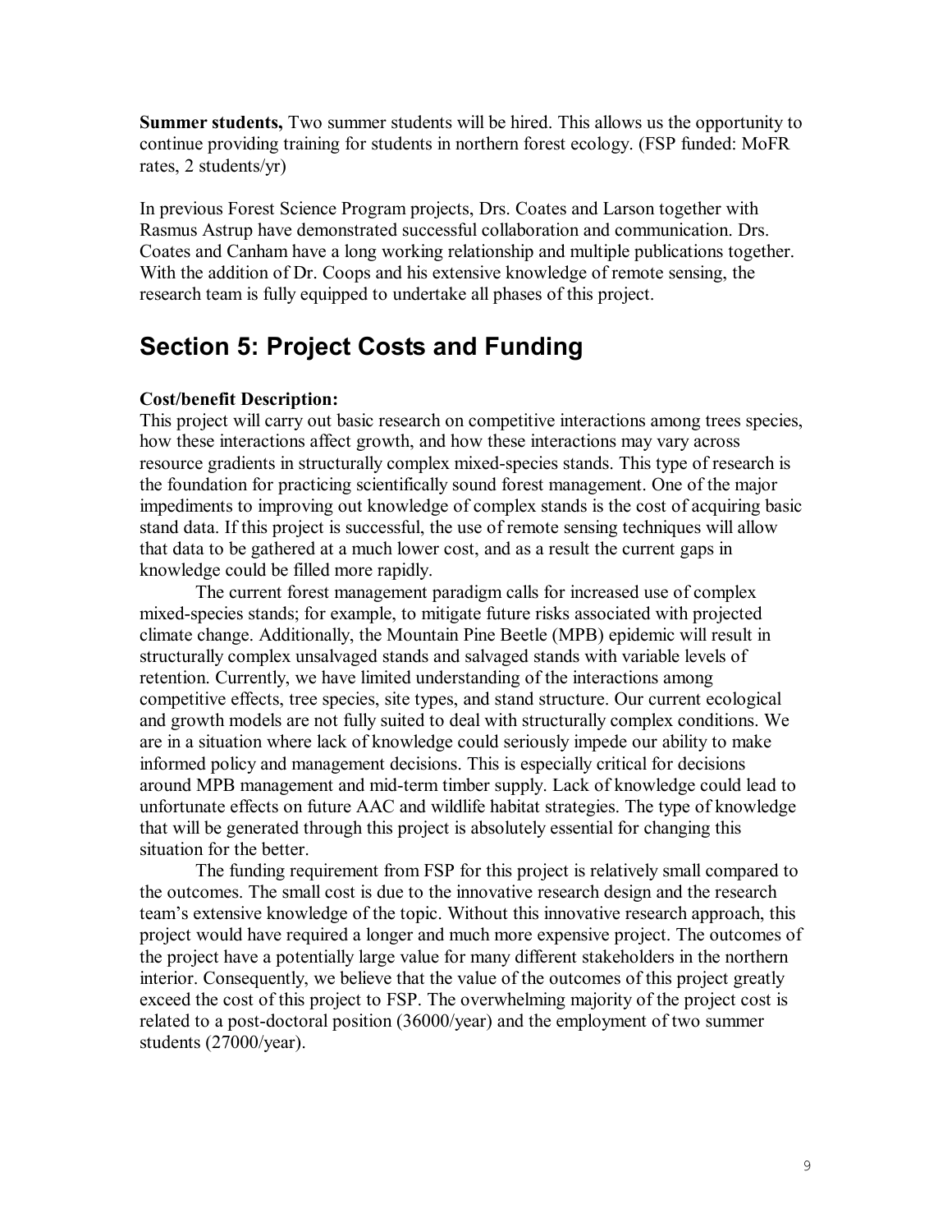**Summer students,** Two summer students will be hired. This allows us the opportunity to continue providing training for students in northern forest ecology. (FSP funded: MoFR rates, 2 students/yr)

In previous Forest Science Program projects, Drs. Coates and Larson together with Rasmus Astrup have demonstrated successful collaboration and communication. Drs. Coates and Canham have a long working relationship and multiple publications together. With the addition of Dr. Coops and his extensive knowledge of remote sensing, the research team is fully equipped to undertake all phases of this project.

## Section 5: Project Costs and Funding

**Cost/benefit Description:**

This project will carry out basic research on competitive interactions among trees species, how these interactions affect growth, and how these interactions may vary across resource gradients in structurally complex mixed-species stands. This type of research is the foundation for practicing scientifically sound forest management. One of the major impediments to improving out knowledge of complex stands is the cost of acquiring basic stand data. If this project is successful, the use of remote sensing techniques will allow that data to be gathered at a much lower cost, and as a result the current gaps in knowledge could be filled more rapidly.

The current forest management paradigm calls for increased use of complex mixed-species stands; for example, to mitigate future risks associated with projected climate change. Additionally, the Mountain Pine Beetle (MPB) epidemic will result in structurally complex unsalvaged stands and salvaged stands with variable levels of retention. Currently, we have limited understanding of the interactions among competitive effects, tree species, site types, and stand structure. Our current ecological and growth models are not fully suited to deal with structurally complex conditions. We are in a situation where lack of knowledge could seriously impede our ability to make informed policy and management decisions. This is especially critical for decisions around MPB management and mid-term timber supply. Lack of knowledge could lead to unfortunate effects on future AAC and wildlife habitat strategies. The type of knowledge that will be generated through this project is absolutely essential for changing this situation for the better.

The funding requirement from FSP for this project is relatively small compared to the outcomes. The small cost is due to the innovative research design and the research team's extensive knowledge of the topic. Without this innovative research approach, this project would have required a longer and much more expensive project. The outcomes of the project have a potentially large value for many different stakeholders in the northern interior. Consequently, we believe that the value of the outcomes of this project greatly exceed the cost of this project to FSP. The overwhelming majority of the project cost is related to a post-doctoral position (36000/year) and the employment of two summer students (27000/year).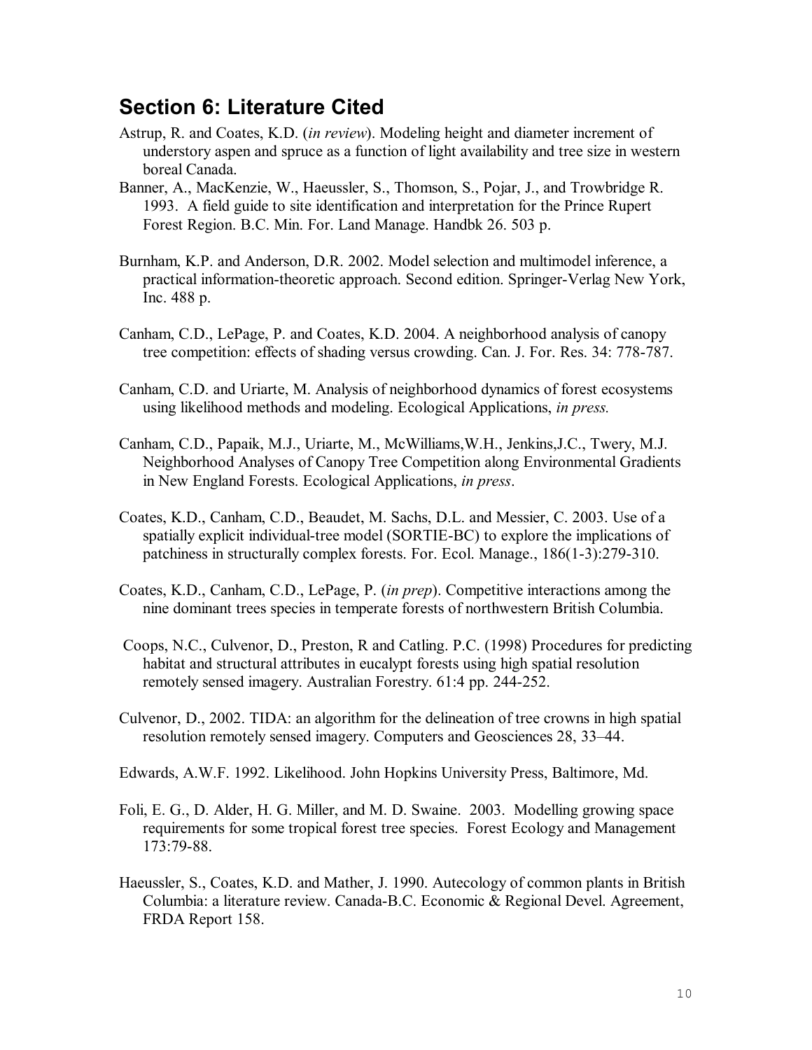## Section 6: Literature Cited

Astrup, R. and Coates, K.D. (*in review*). Modeling height and diameter increment of understory aspen and spruce as a function of light availability and tree size in western boreal Canada.

Banner, A., MacKenzie, W., Haeussler, S., Thomson, S., Pojar, J., and Trowbridge R. 1993. A field guide to site identification and interpretation for the Prince Rupert Forest Region. B.C. Min. For. Land Manage. Handbk 26. 503 p.

Burnham, K.P. and Anderson, D.R. 2002. Model selection and multimodel inference, a practical information-theoretic approach. Second edition. Springer-Verlag New York, Inc. 488 p.

Canham, C.D., LePage, P. and Coates, K.D. 2004. A neighborhood analysis of canopy tree competition: effects of shading versus crowding. Can. J. For. Res. 34: 778-787.

Canham, C.D. and Uriarte, M. Analysis of neighborhood dynamics of forest ecosystems using likelihood methods and modeling. Ecological Applications, *in press.*

Canham, C.D., Papaik, M.J., Uriarte, M., McWilliams,W.H., Jenkins,J.C., Twery, M.J. Neighborhood Analyses of Canopy Tree Competition along Environmental Gradients in New England Forests. Ecological Applications, *in press*.

Coates, K.D., Canham, C.D., Beaudet, M. Sachs, D.L. and Messier, C. 2003. Use of a spatially explicit individual-tree model (SORTIE-BC) to explore the implications of patchiness in structurally complex forests. For. Ecol. Manage., 186(1-3):279-310.

Coates, K.D., Canham, C.D., LePage, P. (*in prep*). Competitive interactions among the nine dominant trees species in temperate forests of northwestern British Columbia.

Coops, N.C., Culvenor, D., Preston, R and Catling. P.C. (1998) Procedures for predicting habitat and structural attributes in eucalypt forests using high spatial resolution remotely sensed imagery. Australian Forestry. 61:4 pp. 244-252.

Culvenor, D., 2002. TIDA: an algorithm for the delineation of tree crowns in high spatial resolution remotely sensed imagery. Computers and Geosciences 28, 33–44.

Edwards, A.W.F. 1992. Likelihood. John Hopkins University Press, Baltimore, Md.

Foli, E. G., D. Alder, H. G. Miller, and M. D. Swaine. 2003. Modelling growing space requirements for some tropical forest tree species. Forest Ecology and Management 173:79-88.

Haeussler, S., Coates, K.D. and Mather, J. 1990. Autecology of common plants in British Columbia: a literature review. Canada-B.C. Economic & Regional Devel. Agreement, FRDA Report 158.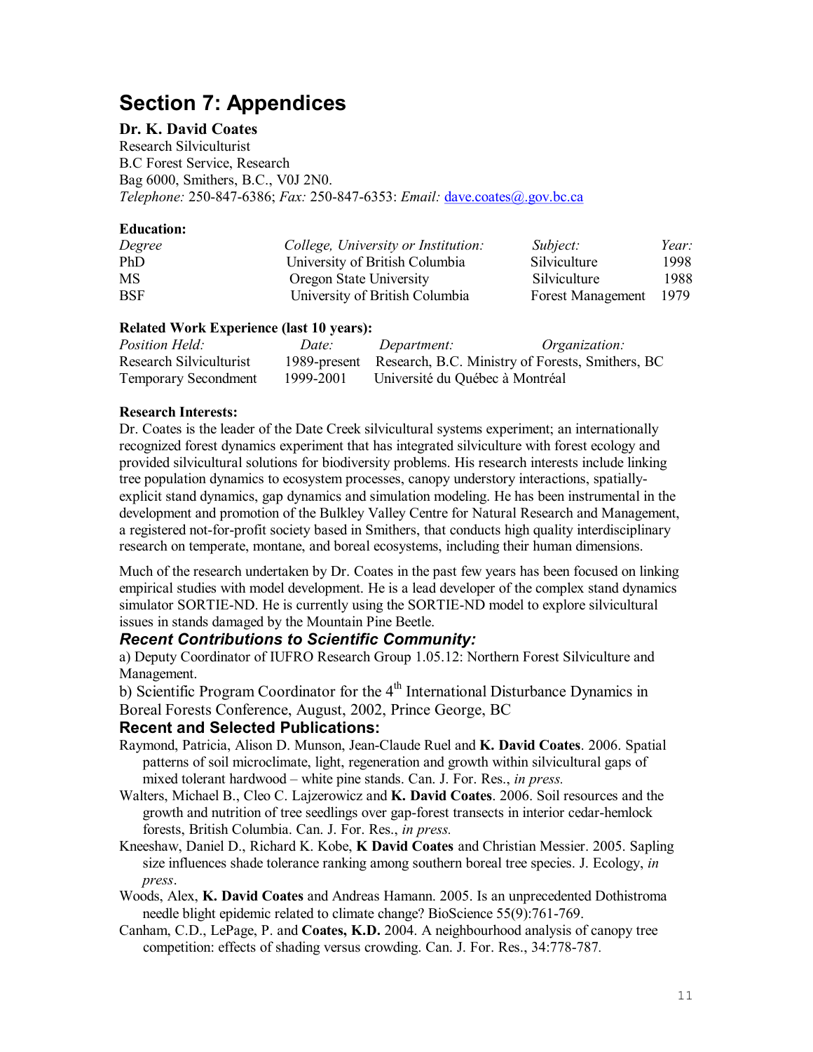# Section 7: Appendices

**Dr. K. David Coates**
Research Silviculturist
B.C Forest Service, Research
Bag 6000, Smithers, B.C., V0J 2N0.
*Telephone:* 250-847-6386; *Fax:* 250-847-6353: *Email:* dave.coates@.gov.bc.ca

**Education:**

| *Degree* | *College, University or Institution:* | *Subject:* | *Year:* |
|---|---|---|---|
| PhD | University of British Columbia | Silviculture | 1998 |
| MS | Oregon State University | Silviculture | 1988 |
| BSF | University of British Columbia | Forest Management | 1979 |

**Related Work Experience (last 10 years):**

| *Position Held:* | *Date:* | *Department:* | *Organization:* |
|---|---|---|---|
| Research Silviculturist | 1989-present | Research, B.C. Ministry of Forests, Smithers, BC | |
| Temporary Secondment | 1999-2001 | Université du Québec à Montréal | |

**Research Interests:**

Dr. Coates is the leader of the Date Creek silvicultural systems experiment; an internationally recognized forest dynamics experiment that has integrated silviculture with forest ecology and provided silvicultural solutions for biodiversity problems. His research interests include linking tree population dynamics to ecosystem processes, canopy understory interactions, spatially-explicit stand dynamics, gap dynamics and simulation modeling. He has been instrumental in the development and promotion of the Bulkley Valley Centre for Natural Research and Management, a registered not-for-profit society based in Smithers, that conducts high quality interdisciplinary research on temperate, montane, and boreal ecosystems, including their human dimensions.

Much of the research undertaken by Dr. Coates in the past few years has been focused on linking empirical studies with model development. He is a lead developer of the complex stand dynamics simulator SORTIE-ND. He is currently using the SORTIE-ND model to explore silvicultural issues in stands damaged by the Mountain Pine Beetle.

### *Recent Contributions to Scientific Community:*

a) Deputy Coordinator of IUFRO Research Group 1.05.12: Northern Forest Silviculture and Management.

b) Scientific Program Coordinator for the 4th International Disturbance Dynamics in Boreal Forests Conference, August, 2002, Prince George, BC

### Recent and Selected Publications:

Raymond, Patricia, Alison D. Munson, Jean-Claude Ruel and **K. David Coates**. 2006. Spatial patterns of soil microclimate, light, regeneration and growth within silvicultural gaps of mixed tolerant hardwood – white pine stands. Can. J. For. Res., *in press.*

Walters, Michael B., Cleo C. Lajzerowicz and **K. David Coates**. 2006. Soil resources and the growth and nutrition of tree seedlings over gap-forest transects in interior cedar-hemlock forests, British Columbia. Can. J. For. Res., *in press.*

Kneeshaw, Daniel D., Richard K. Kobe, **K David Coates** and Christian Messier. 2005. Sapling size influences shade tolerance ranking among southern boreal tree species. J. Ecology, *in press*.

Woods, Alex, **K. David Coates** and Andreas Hamann. 2005. Is an unprecedented Dothistroma needle blight epidemic related to climate change? BioScience 55(9):761-769.

Canham, C.D., LePage, P. and **Coates, K.D.** 2004. A neighbourhood analysis of canopy tree competition: effects of shading versus crowding. Can. J. For. Res., 34:778-787.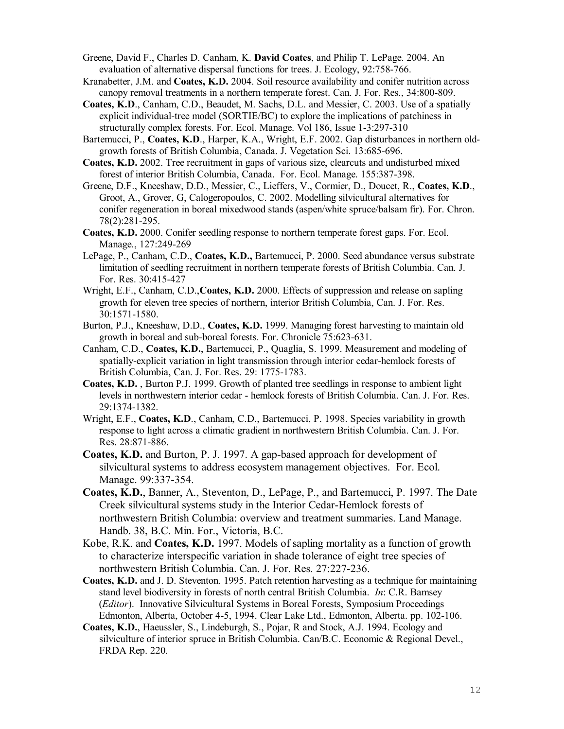Greene, David F., Charles D. Canham, K. **David Coates**, and Philip T. LePage. 2004. An evaluation of alternative dispersal functions for trees. J. Ecology, 92:758-766.

Kranabetter, J.M. and **Coates, K.D.** 2004. Soil resource availability and conifer nutrition across canopy removal treatments in a northern temperate forest. Can. J. For. Res., 34:800-809.

**Coates, K.D**., Canham, C.D., Beaudet, M. Sachs, D.L. and Messier, C. 2003. Use of a spatially explicit individual-tree model (SORTIE/BC) to explore the implications of patchiness in structurally complex forests. For. Ecol. Manage. Vol 186, Issue 1-3:297-310

Bartemucci, P., **Coates, K.D**., Harper, K.A., Wright, E.F. 2002. Gap disturbances in northern old-growth forests of British Columbia, Canada. J. Vegetation Sci. 13:685-696.

**Coates, K.D.** 2002. Tree recruitment in gaps of various size, clearcuts and undisturbed mixed forest of interior British Columbia, Canada. For. Ecol. Manage. 155:387-398.

Greene, D.F., Kneeshaw, D.D., Messier, C., Lieffers, V., Cormier, D., Doucet, R., **Coates, K.D**., Groot, A., Grover, G, Calogeropoulos, C. 2002. Modelling silvicultural alternatives for conifer regeneration in boreal mixedwood stands (aspen/white spruce/balsam fir). For. Chron. 78(2):281-295.

**Coates, K.D.** 2000. Conifer seedling response to northern temperate forest gaps. For. Ecol. Manage., 127:249-269

LePage, P., Canham, C.D., **Coates, K.D.,** Bartemucci, P. 2000. Seed abundance versus substrate limitation of seedling recruitment in northern temperate forests of British Columbia. Can. J. For. Res. 30:415-427

Wright, E.F., Canham, C.D.,**Coates, K.D.** 2000. Effects of suppression and release on sapling growth for eleven tree species of northern, interior British Columbia, Can. J. For. Res. 30:1571-1580.

Burton, P.J., Kneeshaw, D.D., **Coates, K.D.** 1999. Managing forest harvesting to maintain old growth in boreal and sub-boreal forests. For. Chronicle 75:623-631.

Canham, C.D., **Coates, K.D.**, Bartemucci, P., Quaglia, S. 1999. Measurement and modeling of spatially-explicit variation in light transmission through interior cedar-hemlock forests of British Columbia, Can. J. For. Res. 29: 1775-1783.

**Coates, K.D.** , Burton P.J. 1999. Growth of planted tree seedlings in response to ambient light levels in northwestern interior cedar - hemlock forests of British Columbia. Can. J. For. Res. 29:1374-1382.

Wright, E.F., **Coates, K.D**., Canham, C.D., Bartemucci, P. 1998. Species variability in growth response to light across a climatic gradient in northwestern British Columbia. Can. J. For. Res. 28:871-886.

**Coates, K.D.** and Burton, P. J. 1997. A gap-based approach for development of silvicultural systems to address ecosystem management objectives. For. Ecol. Manage. 99:337-354.

**Coates, K.D.**, Banner, A., Steventon, D., LePage, P., and Bartemucci, P. 1997. The Date Creek silvicultural systems study in the Interior Cedar-Hemlock forests of northwestern British Columbia: overview and treatment summaries. Land Manage. Handb. 38, B.C. Min. For., Victoria, B.C.

Kobe, R.K. and **Coates, K.D.** 1997. Models of sapling mortality as a function of growth to characterize interspecific variation in shade tolerance of eight tree species of northwestern British Columbia. Can. J. For. Res. 27:227-236.

**Coates, K.D.** and J. D. Steventon. 1995. Patch retention harvesting as a technique for maintaining stand level biodiversity in forests of north central British Columbia. *In*: C.R. Bamsey (*Editor*). Innovative Silvicultural Systems in Boreal Forests, Symposium Proceedings Edmonton, Alberta, October 4-5, 1994. Clear Lake Ltd., Edmonton, Alberta. pp. 102-106.

**Coates, K.D.**, Haeussler, S., Lindeburgh, S., Pojar, R and Stock, A.J. 1994. Ecology and silviculture of interior spruce in British Columbia. Can/B.C. Economic & Regional Devel., FRDA Rep. 220.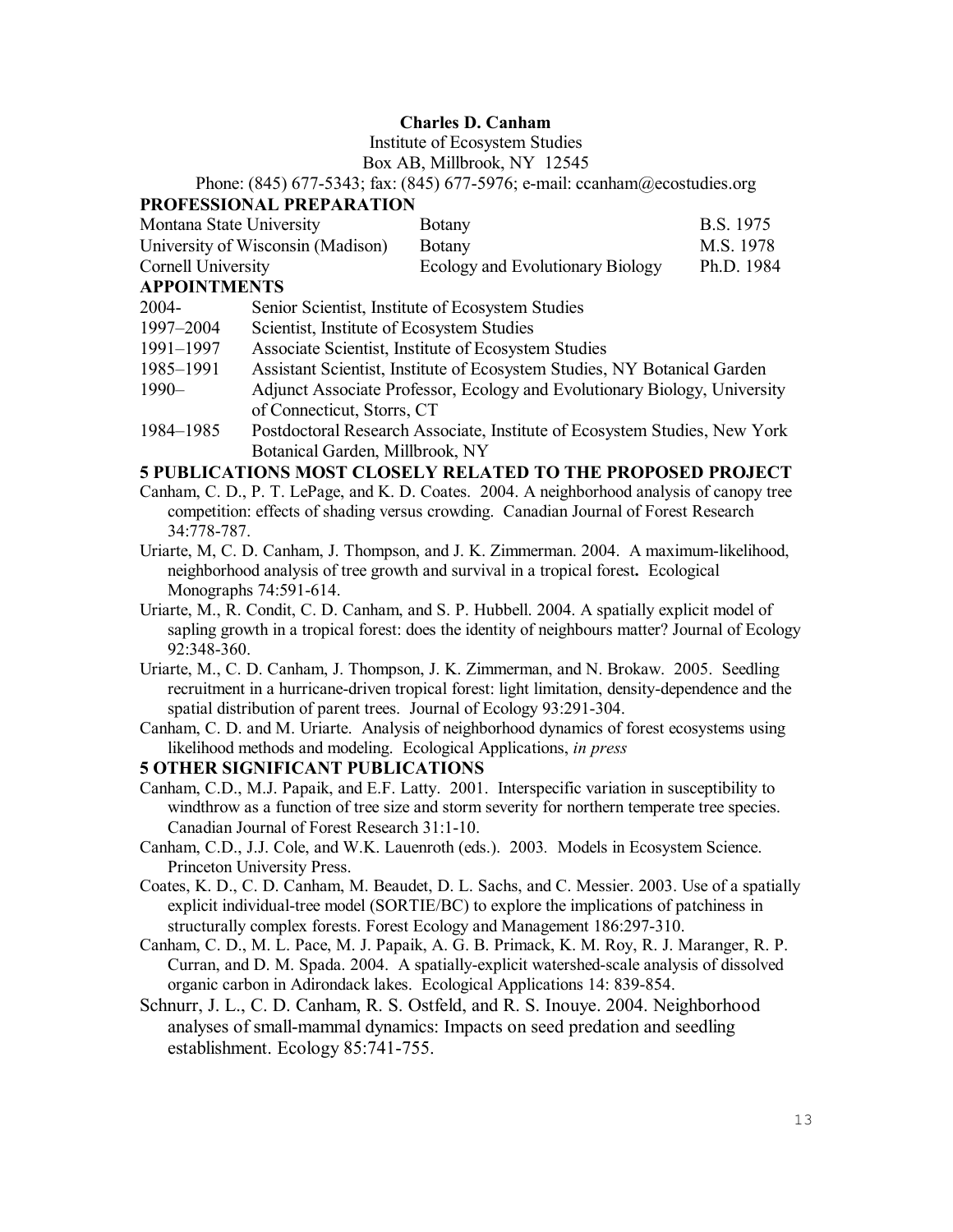**Charles D. Canham**

Institute of Ecosystem Studies

Box AB, Millbrook, NY 12545

Phone: (845) 677-5343; fax: (845) 677-5976; e-mail: ccanham@ecostudies.org

**PROFESSIONAL PREPARATION**

| | | |
|---|---|---|
| Montana State University | Botany | B.S. 1975 |
| University of Wisconsin (Madison) | Botany | M.S. 1978 |
| Cornell University | Ecology and Evolutionary Biology | Ph.D. 1984 |

**APPOINTMENTS**

| | |
|---|---|
| 2004- | Senior Scientist, Institute of Ecosystem Studies |
| 1997–2004 | Scientist, Institute of Ecosystem Studies |
| 1991–1997 | Associate Scientist, Institute of Ecosystem Studies |
| 1985–1991 | Assistant Scientist, Institute of Ecosystem Studies, NY Botanical Garden |
| 1990– | Adjunct Associate Professor, Ecology and Evolutionary Biology, University of Connecticut, Storrs, CT |
| 1984–1985 | Postdoctoral Research Associate, Institute of Ecosystem Studies, New York Botanical Garden, Millbrook, NY |

**5 PUBLICATIONS MOST CLOSELY RELATED TO THE PROPOSED PROJECT**

Canham, C. D., P. T. LePage, and K. D. Coates. 2004. A neighborhood analysis of canopy tree competition: effects of shading versus crowding. Canadian Journal of Forest Research 34:778-787.

Uriarte, M, C. D. Canham, J. Thompson, and J. K. Zimmerman. 2004. A maximum-likelihood, neighborhood analysis of tree growth and survival in a tropical forest**.** Ecological Monographs 74:591-614.

Uriarte, M., R. Condit, C. D. Canham, and S. P. Hubbell. 2004. A spatially explicit model of sapling growth in a tropical forest: does the identity of neighbours matter? Journal of Ecology 92:348-360.

Uriarte, M., C. D. Canham, J. Thompson, J. K. Zimmerman, and N. Brokaw. 2005. Seedling recruitment in a hurricane-driven tropical forest: light limitation, density-dependence and the spatial distribution of parent trees. Journal of Ecology 93:291-304.

Canham, C. D. and M. Uriarte. Analysis of neighborhood dynamics of forest ecosystems using likelihood methods and modeling. Ecological Applications, *in press*

**5 OTHER SIGNIFICANT PUBLICATIONS**

Canham, C.D., M.J. Papaik, and E.F. Latty. 2001. Interspecific variation in susceptibility to windthrow as a function of tree size and storm severity for northern temperate tree species. Canadian Journal of Forest Research 31:1-10.

Canham, C.D., J.J. Cole, and W.K. Lauenroth (eds.). 2003. Models in Ecosystem Science. Princeton University Press.

Coates, K. D., C. D. Canham, M. Beaudet, D. L. Sachs, and C. Messier. 2003. Use of a spatially explicit individual-tree model (SORTIE/BC) to explore the implications of patchiness in structurally complex forests. Forest Ecology and Management 186:297-310.

Canham, C. D., M. L. Pace, M. J. Papaik, A. G. B. Primack, K. M. Roy, R. J. Maranger, R. P. Curran, and D. M. Spada. 2004. A spatially-explicit watershed-scale analysis of dissolved organic carbon in Adirondack lakes. Ecological Applications 14: 839-854.

Schnurr, J. L., C. D. Canham, R. S. Ostfeld, and R. S. Inouye. 2004. Neighborhood analyses of small-mammal dynamics: Impacts on seed predation and seedling establishment. Ecology 85:741-755.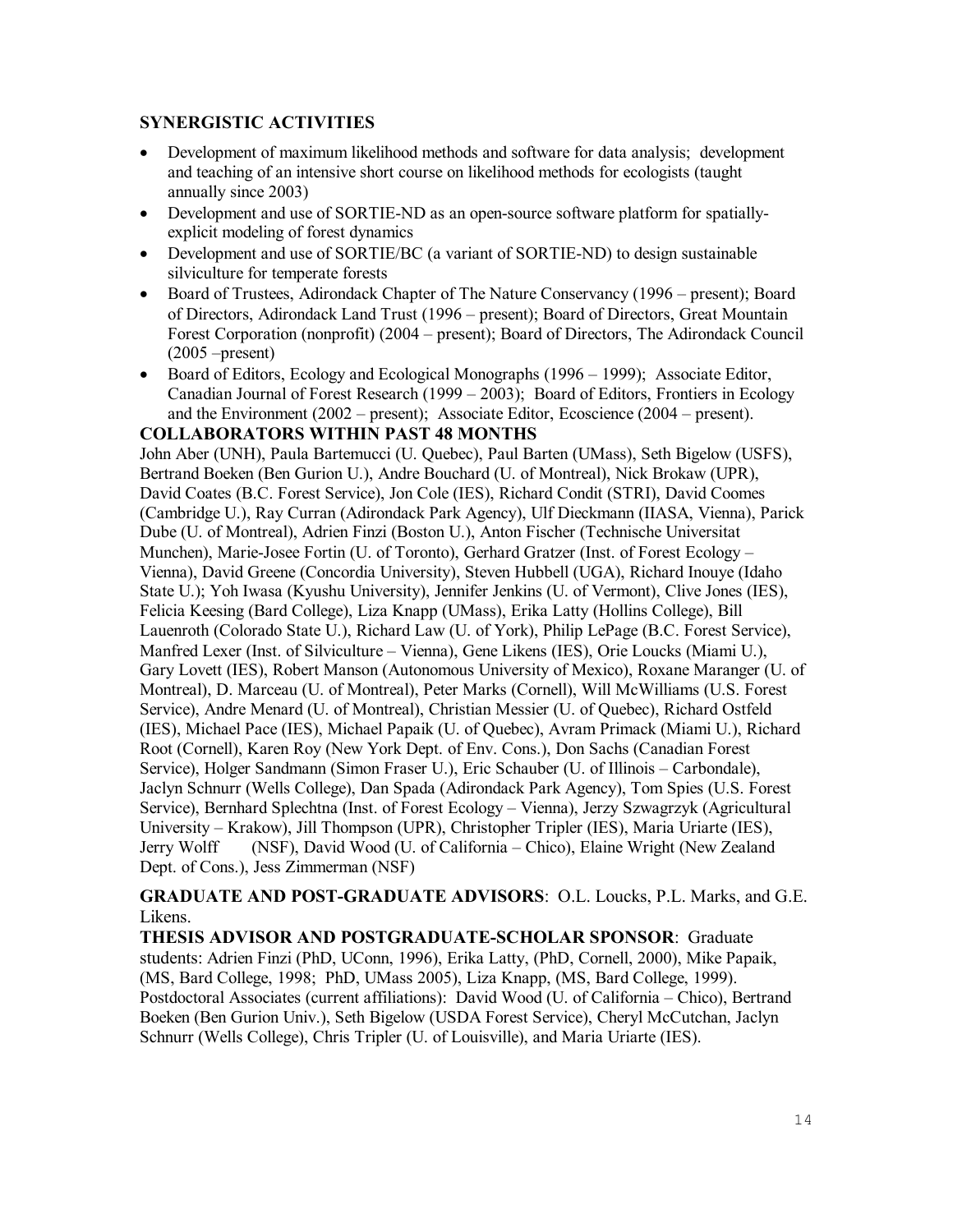**SYNERGISTIC ACTIVITIES**

- Development of maximum likelihood methods and software for data analysis; development and teaching of an intensive short course on likelihood methods for ecologists (taught annually since 2003)
- Development and use of SORTIE-ND as an open-source software platform for spatially-explicit modeling of forest dynamics
- Development and use of SORTIE/BC (a variant of SORTIE-ND) to design sustainable silviculture for temperate forests
- Board of Trustees, Adirondack Chapter of The Nature Conservancy (1996 – present); Board of Directors, Adirondack Land Trust (1996 – present); Board of Directors, Great Mountain Forest Corporation (nonprofit) (2004 – present); Board of Directors, The Adirondack Council (2005 –present)
- Board of Editors, Ecology and Ecological Monographs (1996 – 1999); Associate Editor, Canadian Journal of Forest Research (1999 – 2003); Board of Editors, Frontiers in Ecology and the Environment (2002 – present); Associate Editor, Ecoscience (2004 – present).

**COLLABORATORS WITHIN PAST 48 MONTHS**

John Aber (UNH), Paula Bartemucci (U. Quebec), Paul Barten (UMass), Seth Bigelow (USFS), Bertrand Boeken (Ben Gurion U.), Andre Bouchard (U. of Montreal), Nick Brokaw (UPR), David Coates (B.C. Forest Service), Jon Cole (IES), Richard Condit (STRI), David Coomes (Cambridge U.), Ray Curran (Adirondack Park Agency), Ulf Dieckmann (IIASA, Vienna), Parick Dube (U. of Montreal), Adrien Finzi (Boston U.), Anton Fischer (Technische Universitat Munchen), Marie-Josee Fortin (U. of Toronto), Gerhard Gratzer (Inst. of Forest Ecology – Vienna), David Greene (Concordia University), Steven Hubbell (UGA), Richard Inouye (Idaho State U.); Yoh Iwasa (Kyushu University), Jennifer Jenkins (U. of Vermont), Clive Jones (IES), Felicia Keesing (Bard College), Liza Knapp (UMass), Erika Latty (Hollins College), Bill Lauenroth (Colorado State U.), Richard Law (U. of York), Philip LePage (B.C. Forest Service), Manfred Lexer (Inst. of Silviculture – Vienna), Gene Likens (IES), Orie Loucks (Miami U.), Gary Lovett (IES), Robert Manson (Autonomous University of Mexico), Roxane Maranger (U. of Montreal), D. Marceau (U. of Montreal), Peter Marks (Cornell), Will McWilliams (U.S. Forest Service), Andre Menard (U. of Montreal), Christian Messier (U. of Quebec), Richard Ostfeld (IES), Michael Pace (IES), Michael Papaik (U. of Quebec), Avram Primack (Miami U.), Richard Root (Cornell), Karen Roy (New York Dept. of Env. Cons.), Don Sachs (Canadian Forest Service), Holger Sandmann (Simon Fraser U.), Eric Schauber (U. of Illinois – Carbondale), Jaclyn Schnurr (Wells College), Dan Spada (Adirondack Park Agency), Tom Spies (U.S. Forest Service), Bernhard Splechtna (Inst. of Forest Ecology – Vienna), Jerzy Szwagrzyk (Agricultural University – Krakow), Jill Thompson (UPR), Christopher Tripler (IES), Maria Uriarte (IES), Jerry Wolff (NSF), David Wood (U. of California – Chico), Elaine Wright (New Zealand Dept. of Cons.), Jess Zimmerman (NSF)

**GRADUATE AND POST-GRADUATE ADVISORS**: O.L. Loucks, P.L. Marks, and G.E. Likens.

**THESIS ADVISOR AND POSTGRADUATE-SCHOLAR SPONSOR**: Graduate students: Adrien Finzi (PhD, UConn, 1996), Erika Latty, (PhD, Cornell, 2000), Mike Papaik, (MS, Bard College, 1998; PhD, UMass 2005), Liza Knapp, (MS, Bard College, 1999). Postdoctoral Associates (current affiliations): David Wood (U. of California – Chico), Bertrand Boeken (Ben Gurion Univ.), Seth Bigelow (USDA Forest Service), Cheryl McCutchan, Jaclyn Schnurr (Wells College), Chris Tripler (U. of Louisville), and Maria Uriarte (IES).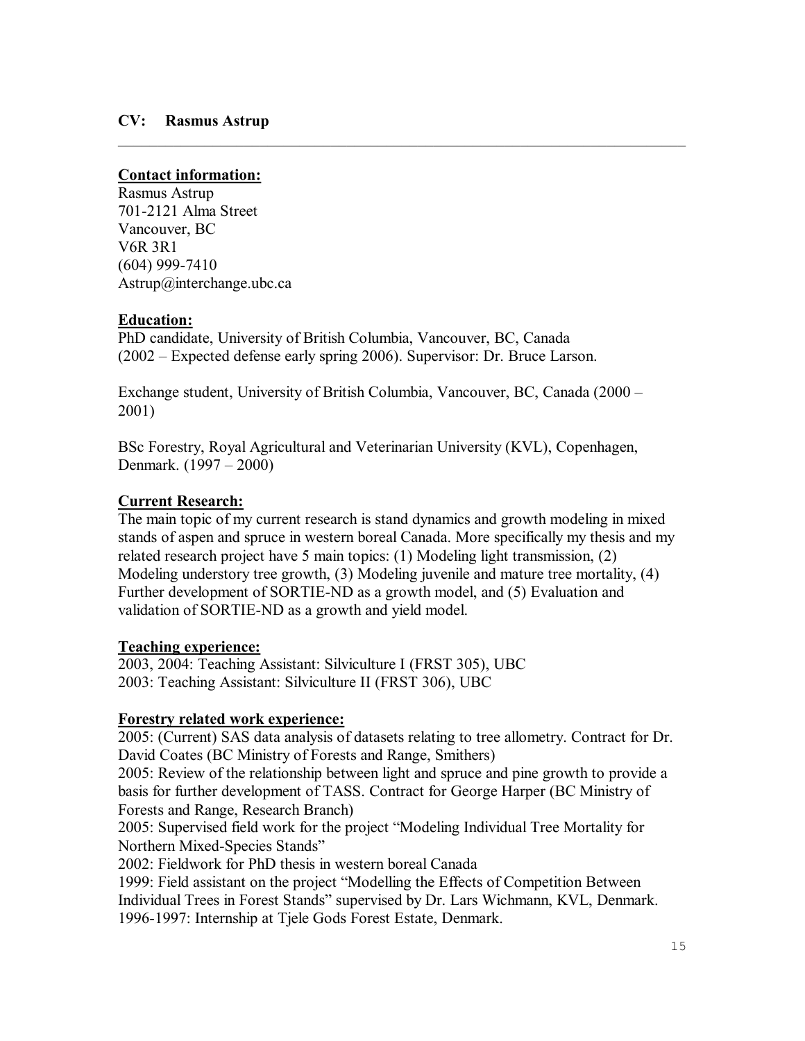## CV: Rasmus Astrup

**Contact information:**

Rasmus Astrup
701-2121 Alma Street
Vancouver, BC
V6R 3R1
(604) 999-7410
Astrup@interchange.ubc.ca

**Education:**

PhD candidate, University of British Columbia, Vancouver, BC, Canada (2002 – Expected defense early spring 2006). Supervisor: Dr. Bruce Larson.

Exchange student, University of British Columbia, Vancouver, BC, Canada (2000 – 2001)

BSc Forestry, Royal Agricultural and Veterinarian University (KVL), Copenhagen, Denmark. (1997 – 2000)

**Current Research:**

The main topic of my current research is stand dynamics and growth modeling in mixed stands of aspen and spruce in western boreal Canada. More specifically my thesis and my related research project have 5 main topics: (1) Modeling light transmission, (2) Modeling understory tree growth, (3) Modeling juvenile and mature tree mortality, (4) Further development of SORTIE-ND as a growth model, and (5) Evaluation and validation of SORTIE-ND as a growth and yield model.

**Teaching experience:**

2003, 2004: Teaching Assistant: Silviculture I (FRST 305), UBC
2003: Teaching Assistant: Silviculture II (FRST 306), UBC

**Forestry related work experience:**

2005: (Current) SAS data analysis of datasets relating to tree allometry. Contract for Dr. David Coates (BC Ministry of Forests and Range, Smithers)
2005: Review of the relationship between light and spruce and pine growth to provide a basis for further development of TASS. Contract for George Harper (BC Ministry of Forests and Range, Research Branch)
2005: Supervised field work for the project "Modeling Individual Tree Mortality for Northern Mixed-Species Stands"
2002: Fieldwork for PhD thesis in western boreal Canada
1999: Field assistant on the project "Modelling the Effects of Competition Between Individual Trees in Forest Stands" supervised by Dr. Lars Wichmann, KVL, Denmark.
1996-1997: Internship at Tjele Gods Forest Estate, Denmark.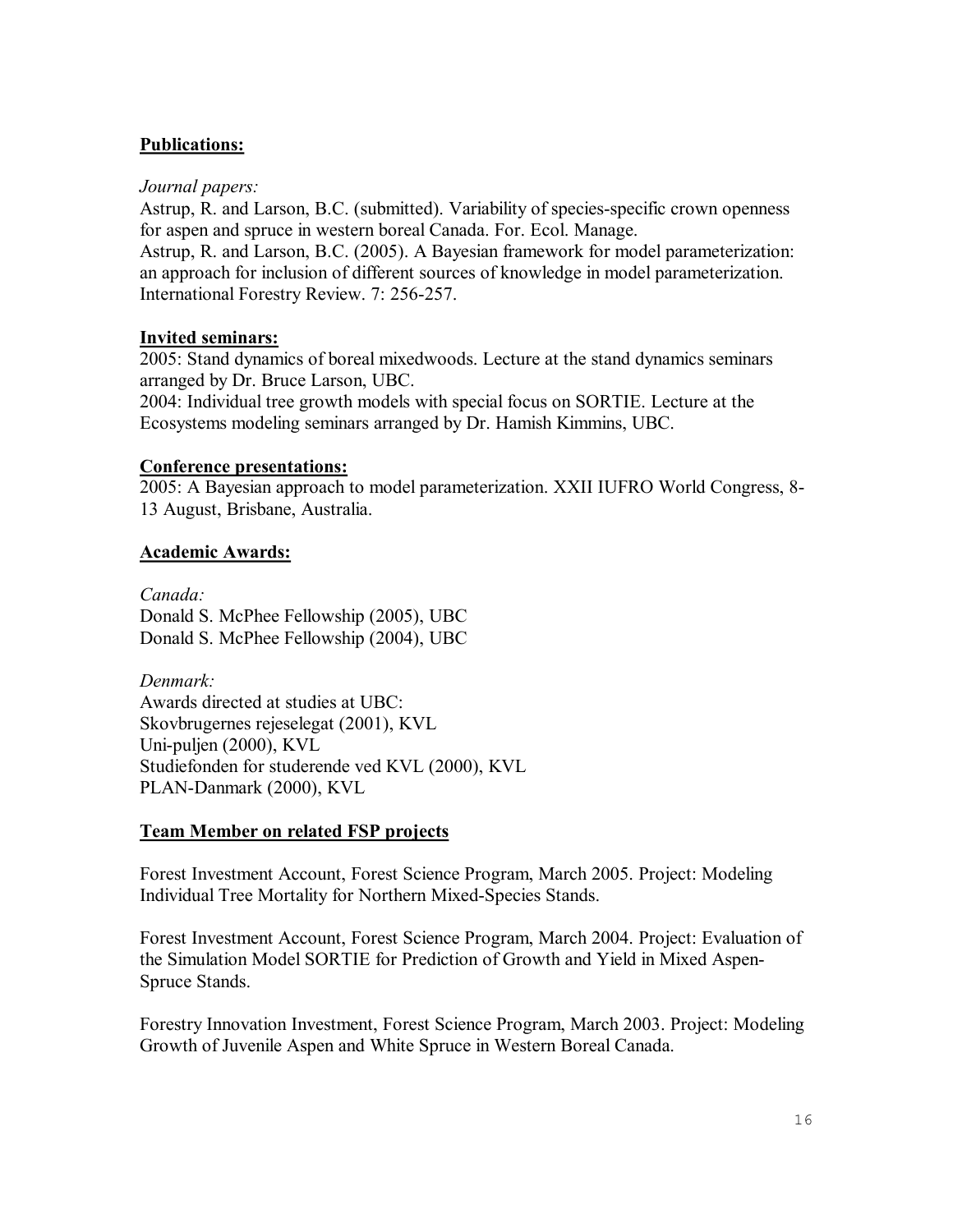**Publications:**

*Journal papers:*

Astrup, R. and Larson, B.C. (submitted). Variability of species-specific crown openness for aspen and spruce in western boreal Canada. For. Ecol. Manage.

Astrup, R. and Larson, B.C. (2005). A Bayesian framework for model parameterization: an approach for inclusion of different sources of knowledge in model parameterization. International Forestry Review. 7: 256-257.

**Invited seminars:**

2005: Stand dynamics of boreal mixedwoods. Lecture at the stand dynamics seminars arranged by Dr. Bruce Larson, UBC.

2004: Individual tree growth models with special focus on SORTIE. Lecture at the Ecosystems modeling seminars arranged by Dr. Hamish Kimmins, UBC.

**Conference presentations:**

2005: A Bayesian approach to model parameterization. XXII IUFRO World Congress, 8-13 August, Brisbane, Australia.

**Academic Awards:**

*Canada:*

Donald S. McPhee Fellowship (2005), UBC
Donald S. McPhee Fellowship (2004), UBC

*Denmark:*

Awards directed at studies at UBC:
Skovbrugernes rejeselegat (2001), KVL
Uni-puljen (2000), KVL
Studiefonden for studerende ved KVL (2000), KVL
PLAN-Danmark (2000), KVL

**Team Member on related FSP projects**

Forest Investment Account, Forest Science Program, March 2005. Project: Modeling Individual Tree Mortality for Northern Mixed-Species Stands.

Forest Investment Account, Forest Science Program, March 2004. Project: Evaluation of the Simulation Model SORTIE for Prediction of Growth and Yield in Mixed Aspen-Spruce Stands.

Forestry Innovation Investment, Forest Science Program, March 2003. Project: Modeling Growth of Juvenile Aspen and White Spruce in Western Boreal Canada.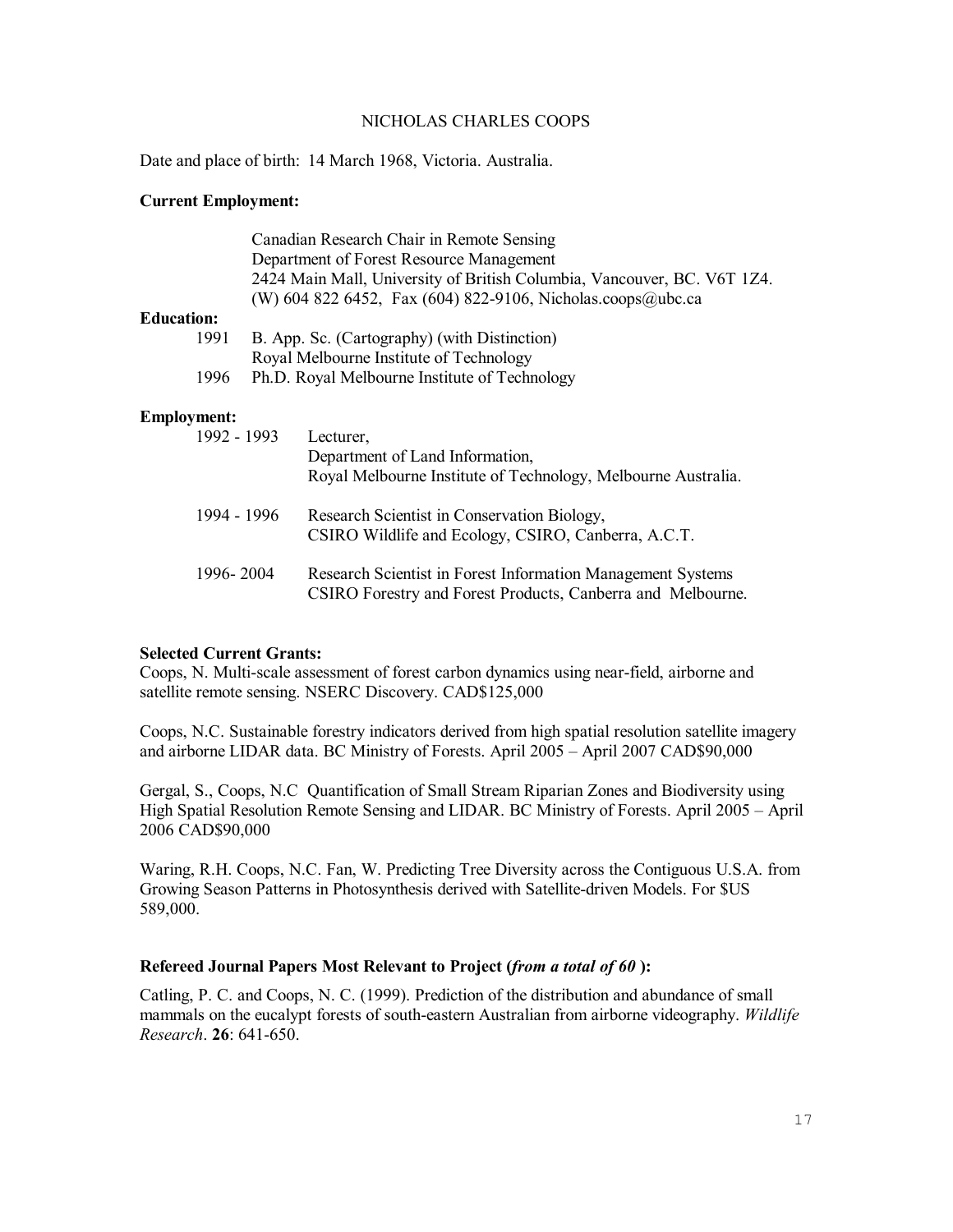# NICHOLAS CHARLES COOPS

Date and place of birth: 14 March 1968, Victoria. Australia.

**Current Employment:**

Canadian Research Chair in Remote Sensing
Department of Forest Resource Management
2424 Main Mall, University of British Columbia, Vancouver, BC. V6T 1Z4.
(W) 604 822 6452, Fax (604) 822-9106, Nicholas.coops@ubc.ca

**Education:**

1991 B. App. Sc. (Cartography) (with Distinction)
Royal Melbourne Institute of Technology
1996 Ph.D. Royal Melbourne Institute of Technology

**Employment:**

1992 - 1993 Lecturer,
Department of Land Information,
Royal Melbourne Institute of Technology, Melbourne Australia.

1994 - 1996 Research Scientist in Conservation Biology,
CSIRO Wildlife and Ecology, CSIRO, Canberra, A.C.T.

1996- 2004 Research Scientist in Forest Information Management Systems
CSIRO Forestry and Forest Products, Canberra and Melbourne.

**Selected Current Grants:**

Coops, N. Multi-scale assessment of forest carbon dynamics using near-field, airborne and satellite remote sensing. NSERC Discovery. CAD$125,000

Coops, N.C. Sustainable forestry indicators derived from high spatial resolution satellite imagery and airborne LIDAR data. BC Ministry of Forests. April 2005 – April 2007 CAD$90,000

Gergal, S., Coops, N.C Quantification of Small Stream Riparian Zones and Biodiversity using High Spatial Resolution Remote Sensing and LIDAR. BC Ministry of Forests. April 2005 – April 2006 CAD$90,000

Waring, R.H. Coops, N.C. Fan, W. Predicting Tree Diversity across the Contiguous U.S.A. from Growing Season Patterns in Photosynthesis derived with Satellite-driven Models. For $US 589,000.

**Refereed Journal Papers Most Relevant to Project (*from a total of 60* ):**

Catling, P. C. and Coops, N. C. (1999). Prediction of the distribution and abundance of small mammals on the eucalypt forests of south-eastern Australian from airborne videography. *Wildlife Research*. **26**: 641-650.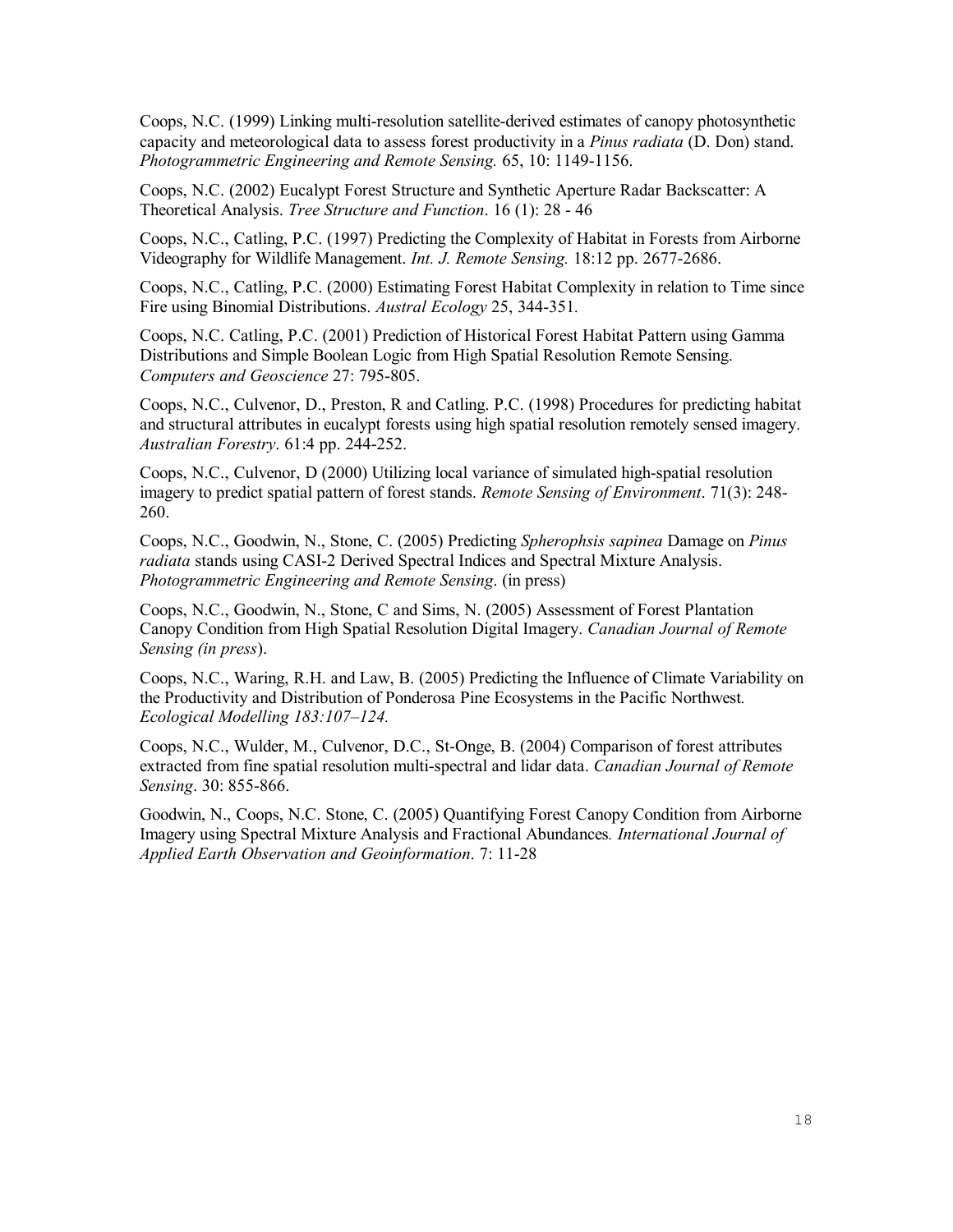Coops, N.C. (1999) Linking multi-resolution satellite-derived estimates of canopy photosynthetic capacity and meteorological data to assess forest productivity in a *Pinus radiata* (D. Don) stand. *Photogrammetric Engineering and Remote Sensing.* 65, 10: 1149-1156.

Coops, N.C. (2002) Eucalypt Forest Structure and Synthetic Aperture Radar Backscatter: A Theoretical Analysis. *Tree Structure and Function*. 16 (1): 28 - 46

Coops, N.C., Catling, P.C. (1997) Predicting the Complexity of Habitat in Forests from Airborne Videography for Wildlife Management. *Int. J. Remote Sensing.* 18:12 pp. 2677-2686.

Coops, N.C., Catling, P.C. (2000) Estimating Forest Habitat Complexity in relation to Time since Fire using Binomial Distributions. *Austral Ecology* 25, 344-351.

Coops, N.C. Catling, P.C. (2001) Prediction of Historical Forest Habitat Pattern using Gamma Distributions and Simple Boolean Logic from High Spatial Resolution Remote Sensing. *Computers and Geoscience* 27: 795-805.

Coops, N.C., Culvenor, D., Preston, R and Catling. P.C. (1998) Procedures for predicting habitat and structural attributes in eucalypt forests using high spatial resolution remotely sensed imagery. *Australian Forestry*. 61:4 pp. 244-252.

Coops, N.C., Culvenor, D (2000) Utilizing local variance of simulated high-spatial resolution imagery to predict spatial pattern of forest stands. *Remote Sensing of Environment*. 71(3): 248-260.

Coops, N.C., Goodwin, N., Stone, C. (2005) Predicting *Spherophsis sapinea* Damage on *Pinus radiata* stands using CASI-2 Derived Spectral Indices and Spectral Mixture Analysis. *Photogrammetric Engineering and Remote Sensing*. (in press)

Coops, N.C., Goodwin, N., Stone, C and Sims, N. (2005) Assessment of Forest Plantation Canopy Condition from High Spatial Resolution Digital Imagery. *Canadian Journal of Remote Sensing (in press*).

Coops, N.C., Waring, R.H. and Law, B. (2005) Predicting the Influence of Climate Variability on the Productivity and Distribution of Ponderosa Pine Ecosystems in the Pacific Northwest. *Ecological Modelling 183:107–124.*

Coops, N.C., Wulder, M., Culvenor, D.C., St-Onge, B. (2004) Comparison of forest attributes extracted from fine spatial resolution multi-spectral and lidar data. *Canadian Journal of Remote Sensing*. 30: 855-866.

Goodwin, N., Coops, N.C. Stone, C. (2005) Quantifying Forest Canopy Condition from Airborne Imagery using Spectral Mixture Analysis and Fractional Abundances. *International Journal of Applied Earth Observation and Geoinformation*. 7: 11-28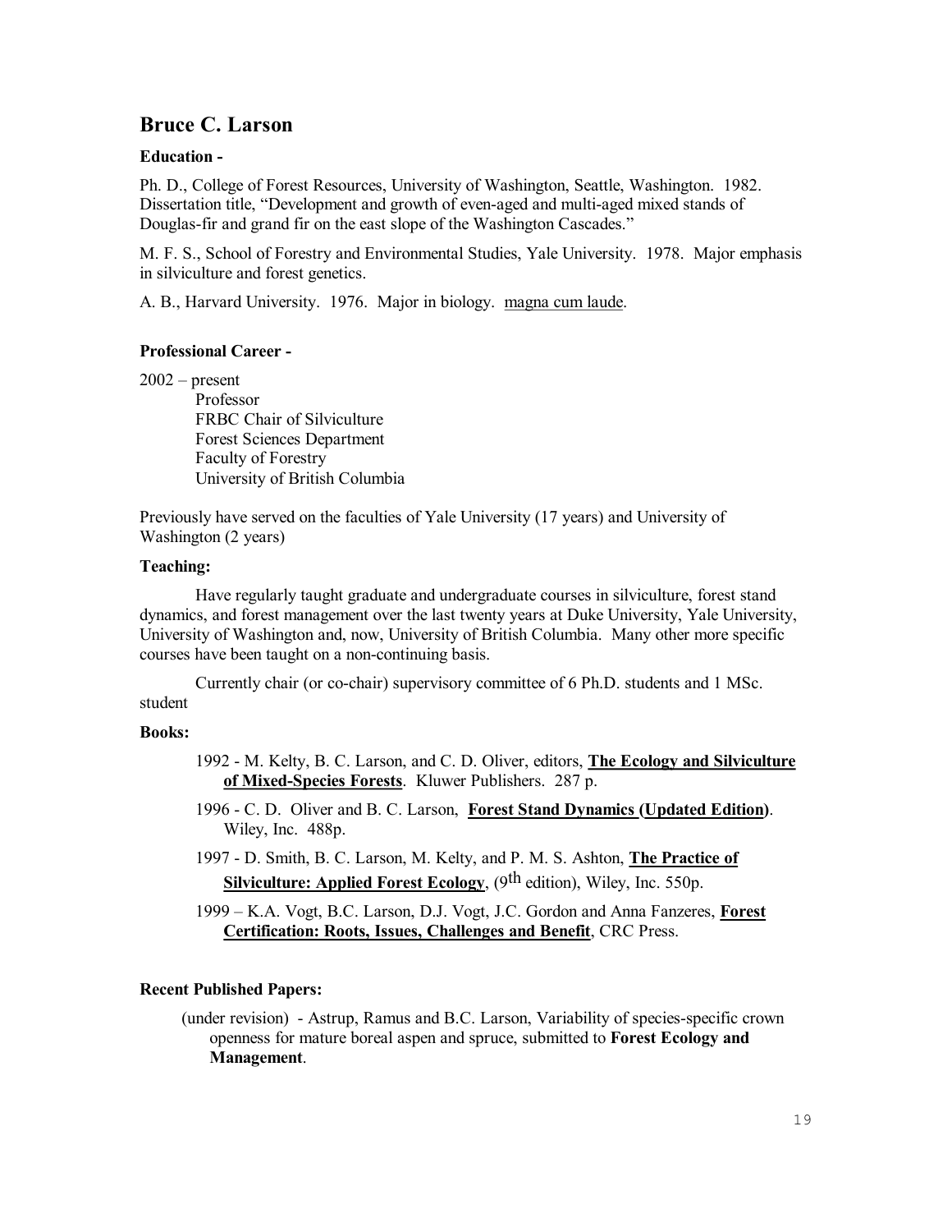## Bruce C. Larson

**Education -**

Ph. D., College of Forest Resources, University of Washington, Seattle, Washington. 1982. Dissertation title, "Development and growth of even-aged and multi-aged mixed stands of Douglas-fir and grand fir on the east slope of the Washington Cascades."

M. F. S., School of Forestry and Environmental Studies, Yale University. 1978. Major emphasis in silviculture and forest genetics.

A. B., Harvard University. 1976. Major in biology. magna cum laude.

**Professional Career -**

2002 – present

Professor
FRBC Chair of Silviculture
Forest Sciences Department
Faculty of Forestry
University of British Columbia

Previously have served on the faculties of Yale University (17 years) and University of Washington (2 years)

**Teaching:**

Have regularly taught graduate and undergraduate courses in silviculture, forest stand dynamics, and forest management over the last twenty years at Duke University, Yale University, University of Washington and, now, University of British Columbia. Many other more specific courses have been taught on a non-continuing basis.

Currently chair (or co-chair) supervisory committee of 6 Ph.D. students and 1 MSc. student

**Books:**

- 1992 - M. Kelty, B. C. Larson, and C. D. Oliver, editors, **The Ecology and Silviculture of Mixed-Species Forests**. Kluwer Publishers. 287 p.
- 1996 - C. D. Oliver and B. C. Larson, **Forest Stand Dynamics (Updated Edition)**. Wiley, Inc. 488p.
- 1997 - D. Smith, B. C. Larson, M. Kelty, and P. M. S. Ashton, **The Practice of Silviculture: Applied Forest Ecology**, (9th edition), Wiley, Inc. 550p.
- 1999 – K.A. Vogt, B.C. Larson, D.J. Vogt, J.C. Gordon and Anna Fanzeres, **Forest Certification: Roots, Issues, Challenges and Benefit**, CRC Press.

**Recent Published Papers:**

- (under revision) - Astrup, Ramus and B.C. Larson, Variability of species-specific crown openness for mature boreal aspen and spruce, submitted to **Forest Ecology and Management**.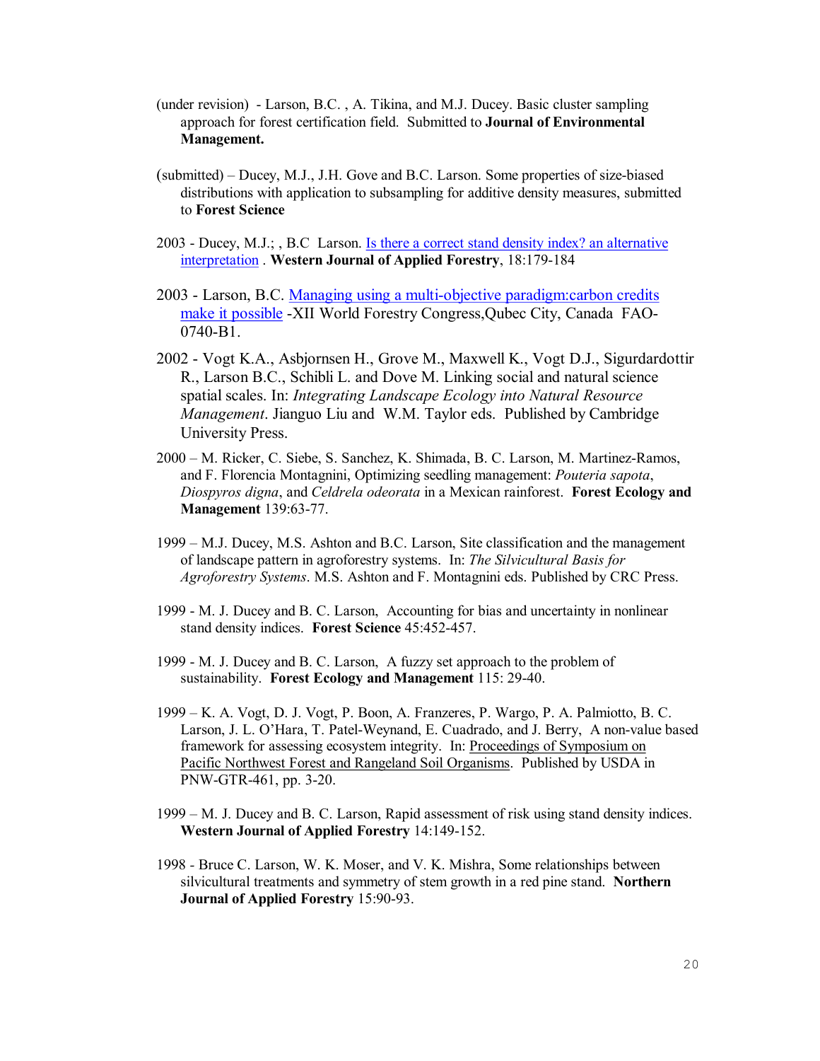(under revision) - Larson, B.C. , A. Tikina, and M.J. Ducey. Basic cluster sampling approach for forest certification field. Submitted to **Journal of Environmental Management.**

(submitted) – Ducey, M.J., J.H. Gove and B.C. Larson. Some properties of size-biased distributions with application to subsampling for additive density measures, submitted to **Forest Science**

2003 - Ducey, M.J.; , B.C Larson. Is there a correct stand density index? an alternative interpretation . **Western Journal of Applied Forestry**, 18:179-184

2003 - Larson, B.C. Managing using a multi-objective paradigm:carbon credits make it possible -XII World Forestry Congress,Qubec City, Canada FAO-0740-B1.

2002 - Vogt K.A., Asbjornsen H., Grove M., Maxwell K., Vogt D.J., Sigurdardottir R., Larson B.C., Schibli L. and Dove M. Linking social and natural science spatial scales. In: *Integrating Landscape Ecology into Natural Resource Management*. Jianguo Liu and W.M. Taylor eds. Published by Cambridge University Press.

2000 – M. Ricker, C. Siebe, S. Sanchez, K. Shimada, B. C. Larson, M. Martinez-Ramos, and F. Florencia Montagnini, Optimizing seedling management: *Pouteria sapota*, *Diospyros digna*, and *Celdrela odeorata* in a Mexican rainforest. **Forest Ecology and Management** 139:63-77.

1999 – M.J. Ducey, M.S. Ashton and B.C. Larson, Site classification and the management of landscape pattern in agroforestry systems. In: *The Silvicultural Basis for Agroforestry Systems*. M.S. Ashton and F. Montagnini eds. Published by CRC Press.

1999 - M. J. Ducey and B. C. Larson, Accounting for bias and uncertainty in nonlinear stand density indices. **Forest Science** 45:452-457.

1999 - M. J. Ducey and B. C. Larson, A fuzzy set approach to the problem of sustainability. **Forest Ecology and Management** 115: 29-40.

1999 – K. A. Vogt, D. J. Vogt, P. Boon, A. Franzeres, P. Wargo, P. A. Palmiotto, B. C. Larson, J. L. O'Hara, T. Patel-Weynand, E. Cuadrado, and J. Berry, A non-value based framework for assessing ecosystem integrity. In: Proceedings of Symposium on Pacific Northwest Forest and Rangeland Soil Organisms. Published by USDA in PNW-GTR-461, pp. 3-20.

1999 – M. J. Ducey and B. C. Larson, Rapid assessment of risk using stand density indices. **Western Journal of Applied Forestry** 14:149-152.

1998 - Bruce C. Larson, W. K. Moser, and V. K. Mishra, Some relationships between silvicultural treatments and symmetry of stem growth in a red pine stand. **Northern Journal of Applied Forestry** 15:90-93.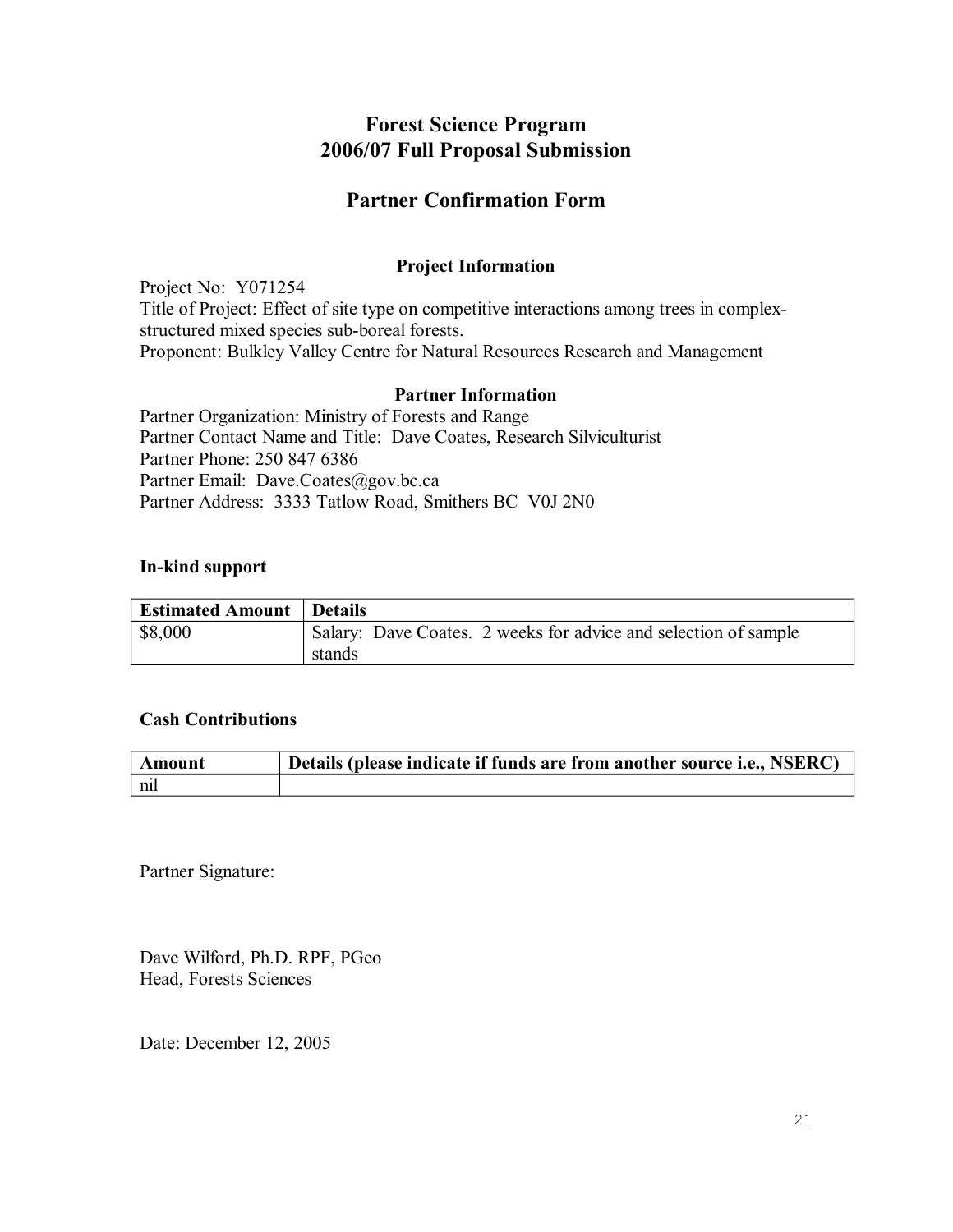# Forest Science Program
# 2006/07 Full Proposal Submission

## Partner Confirmation Form

### Project Information

Project No: Y071254
Title of Project: Effect of site type on competitive interactions among trees in complex-structured mixed species sub-boreal forests.
Proponent: Bulkley Valley Centre for Natural Resources Research and Management

### Partner Information

Partner Organization: Ministry of Forests and Range
Partner Contact Name and Title: Dave Coates, Research Silviculturist
Partner Phone: 250 847 6386
Partner Email: Dave.Coates@gov.bc.ca
Partner Address: 3333 Tatlow Road, Smithers BC V0J 2N0

**In-kind support**

| Estimated Amount | Details |
|---|---|
| $8,000 | Salary: Dave Coates. 2 weeks for advice and selection of sample stands |

**Cash Contributions**

| Amount | Details (please indicate if funds are from another source i.e., NSERC) |
|---|---|
| nil | |

Partner Signature:

Dave Wilford, Ph.D. RPF, PGeo
Head, Forests Sciences

Date: December 12, 2005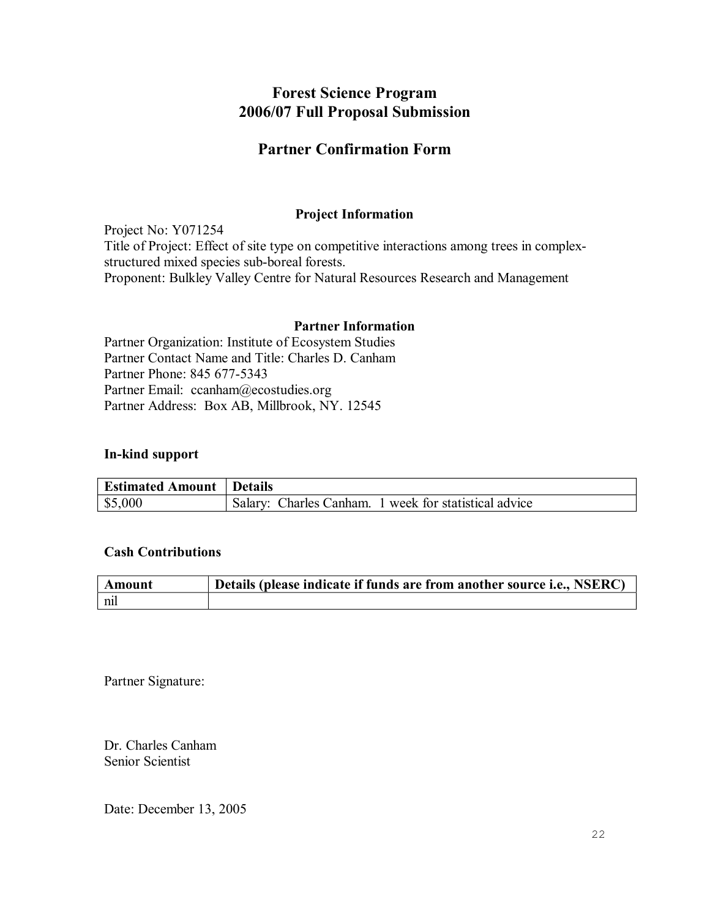# Forest Science Program
# 2006/07 Full Proposal Submission

## Partner Confirmation Form

### Project Information

Project No: Y071254
Title of Project: Effect of site type on competitive interactions among trees in complex-structured mixed species sub-boreal forests.
Proponent: Bulkley Valley Centre for Natural Resources Research and Management

### Partner Information

Partner Organization: Institute of Ecosystem Studies
Partner Contact Name and Title: Charles D. Canham
Partner Phone: 845 677-5343
Partner Email: ccanham@ecostudies.org
Partner Address: Box AB, Millbrook, NY. 12545

**In-kind support**

| Estimated Amount | Details |
| --- | --- |
| $5,000 | Salary: Charles Canham. 1 week for statistical advice |

**Cash Contributions**

| Amount | Details (please indicate if funds are from another source i.e., NSERC) |
| --- | --- |
| nil | |

Partner Signature:

Dr. Charles Canham
Senior Scientist

Date: December 13, 2005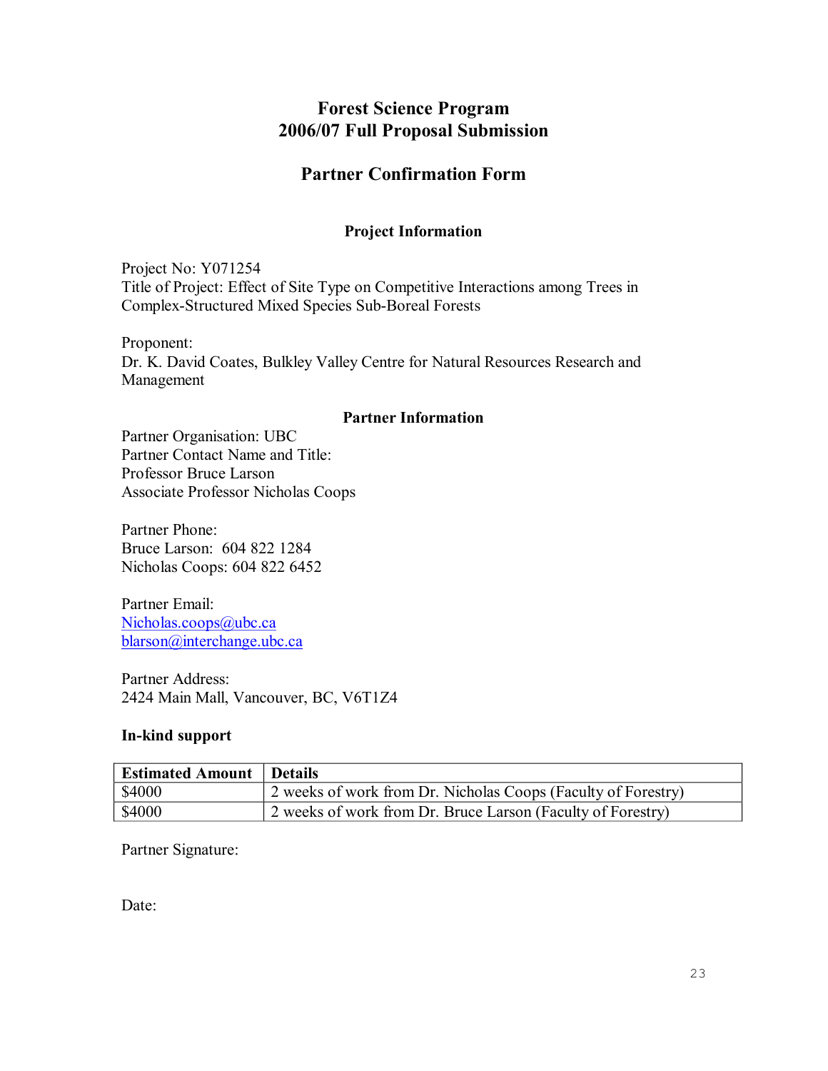# Forest Science Program
# 2006/07 Full Proposal Submission

## Partner Confirmation Form

### Project Information

Project No: Y071254
Title of Project: Effect of Site Type on Competitive Interactions among Trees in Complex-Structured Mixed Species Sub-Boreal Forests

Proponent:
Dr. K. David Coates, Bulkley Valley Centre for Natural Resources Research and Management

### Partner Information

Partner Organisation: UBC
Partner Contact Name and Title:
Professor Bruce Larson
Associate Professor Nicholas Coops

Partner Phone:
Bruce Larson: 604 822 1284
Nicholas Coops: 604 822 6452

Partner Email:
Nicholas.coops@ubc.ca
blarson@interchange.ubc.ca

Partner Address:
2424 Main Mall, Vancouver, BC, V6T1Z4

**In-kind support**

| Estimated Amount | Details |
|---|---|
| $4000 | 2 weeks of work from Dr. Nicholas Coops (Faculty of Forestry) |
| $4000 | 2 weeks of work from Dr. Bruce Larson (Faculty of Forestry) |

Partner Signature:

Date: